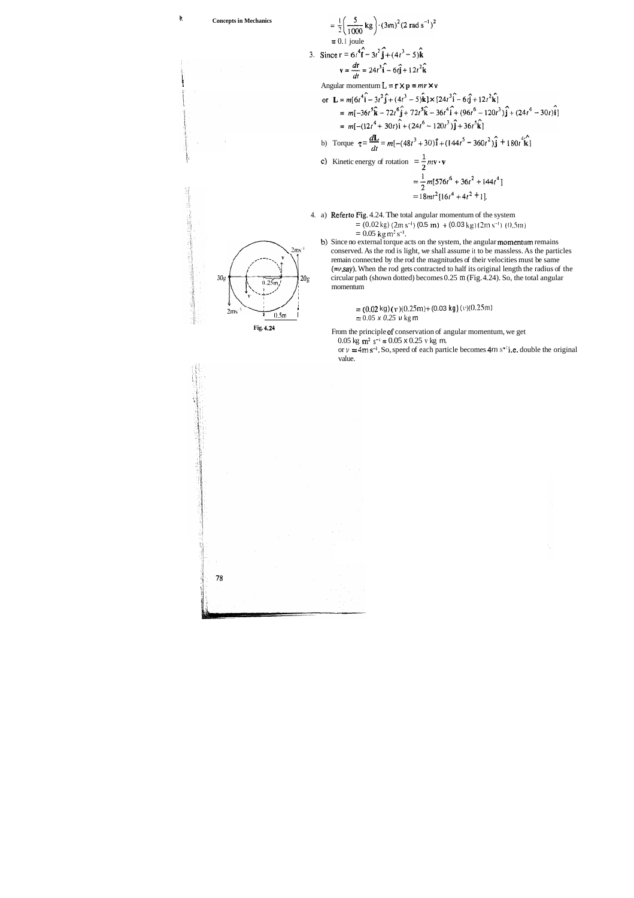$$= \frac{1}{2}\left(\frac{5}{1000}\text{ kg}\right)\cdot(3\text{m})^2(2\text{ rad s}^{-1})^2$$

$= 0.1$ joule

3. Since $\mathbf{r} = 6t^4\hat{\mathbf{i}} - 3t^2\hat{\mathbf{j}} + (4t^3 - 5)\hat{\mathbf{k}}$

$$\mathbf{v} = \frac{d\mathbf{r}}{dt} = 24t^3\hat{\mathbf{i}} - 6t\hat{\mathbf{j}} + 12t^2\hat{\mathbf{k}}$$

Angular momentum $\mathbf{L} = \mathbf{r} \times \mathbf{p} = m\mathbf{r} \times \mathbf{v}$

$$\text{or } \mathbf{L} = m[6t^4\hat{\mathbf{i}} - 3t^2\hat{\mathbf{j}} + (4t^3 - 5)\hat{\mathbf{k}}] \times [24t^3\hat{\mathbf{i}} - 6t\hat{\mathbf{j}} + 12t^2\hat{\mathbf{k}}]$$

$$= m[-36t^5\hat{\mathbf{k}} - 72t^6\hat{\mathbf{j}} + 72t^5\hat{\mathbf{k}} - 36t^4\hat{\mathbf{i}} + (96t^6 - 120t^3)\hat{\mathbf{j}} + (24t^4 - 30t)\hat{\mathbf{i}}]$$

$$= m[-(12t^4 + 30t)\hat{\mathbf{i}} + (24t^6 - 120t^3)\hat{\mathbf{j}} + 36t^5\hat{\mathbf{k}}]$$

b) Torque $\boldsymbol{\tau} = \frac{d\mathbf{L}}{dt} = m[-(48t^3 + 30)\hat{\mathbf{i}} + (144t^5 - 360t^2)\hat{\mathbf{j}} + 180t^4\hat{\mathbf{k}}]$

c) Kinetic energy of rotation $= \frac{1}{2}m\mathbf{v}\cdot\mathbf{v}$

$$= \frac{1}{2}m[576t^6 + 36t^2 + 144t^4]$$

$$= 18mt^2[16t^4 + 4t^2 + 1].$$

4. a) Refer to Fig. 4.24. The total angular momentum of the system

$= (0.02\text{ kg})(2\text{m s}^{-1})(0.5\text{ m}) + (0.03\text{ kg})(2\text{m s}^{-1})(0.5\text{m})$

$= 0.05\text{ kg m}^2\text{s}^{-1}$.

b) Since no external torque acts on the system, the angular momentum remains conserved. As the rod is light, we shall assume it to be massless. As the particles remain connected by the rod the magnitudes of their velocities must be same ($=v$, say). When the rod gets contracted to half its original length the radius of the circular path (shown dotted) becomes 0.25 m (Fig. 4.24). So, the total angular momentum

$= (0.02\text{ kg})(v)(0.25\text{m}) + (0.03\text{ kg})(v)(0.25\text{m})$

$= 0.05 \times 0.25\ v\text{ kg m}$

From the principle of conservation of angular momentum, we get

$0.05\text{ kg m}^2\text{ s}^{-1} = 0.05 \times 0.25\ v\text{ kg m}$.

or $v = 4\text{m s}^{-1}$. So, speed of each particle becomes $4\text{m s}^{-1}$ i.e. double the original value.

Fig. 4.24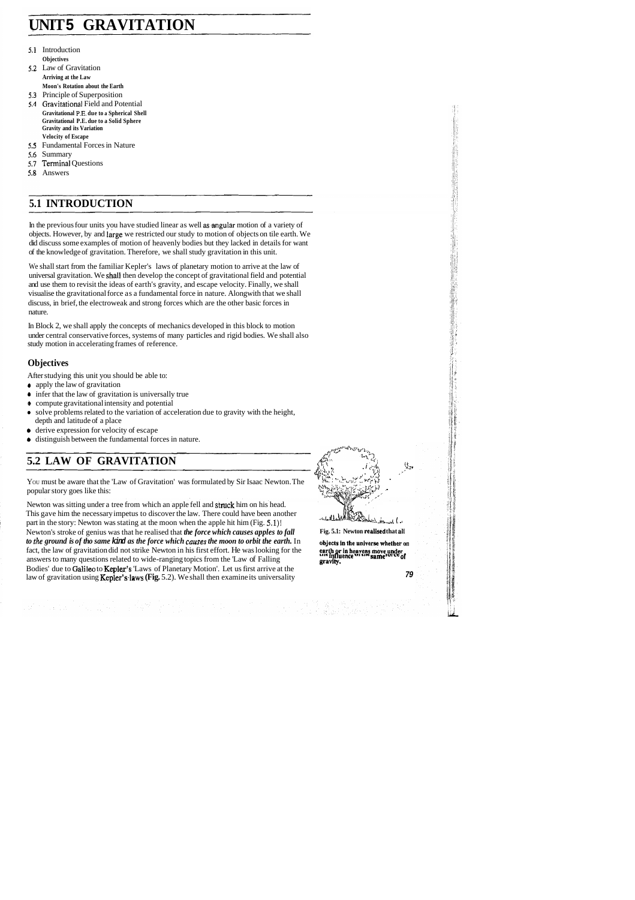# UNIT 5 GRAVITATION

- 5.1 Introduction
  - Objectives
- 5.2 Law of Gravitation
  - Arriving at the Law
  - Moon's Rotation about the Earth
- 5.3 Principle of Superposition
- 5.4 Gravitational Field and Potential
  - Gravitational P.E. due to a Spherical Shell
  - Gravitational P.E. due to a Solid Sphere
  - Gravity and its Variation
  - Velocity of Escape
- 5.5 Fundamental Forces in Nature
- 5.6 Summary
- 5.7 Terminal Questions
- 5.8 Answers

## 5.1 INTRODUCTION

In the previous four units you have studied linear as well as angular motion of a variety of objects. However, by and large we restricted our study to motion of objects on tile earth. We did discuss some examples of motion of heavenly bodies but they lacked in details for want of the knowledge of gravitation. Therefore, we shall study gravitation in this unit.

We shall start from the familiar Kepler's laws of planetary motion to arrive at the law of universal gravitation. We shall then develop the concept of gravitational field and potential and use them to revisit the ideas of earth's gravity, and escape velocity. Finally, we shall visualise the gravitational force as a fundamental force in nature. Alongwith that we shall discuss, in brief, the electroweak and strong forces which are the other basic forces in nature.

In Block 2, we shall apply the concepts of mechanics developed in this block to motion under central conservative forces, systems of many particles and rigid bodies. We shall also study motion in accelerating frames of reference.

### Objectives

After studying this unit you should be able to:

- apply the law of gravitation
- infer that the law of gravitation is universally true
- compute gravitational intensity and potential
- solve problems related to the variation of acceleration due to gravity with the height, depth and latitude of a place
- derive expression for velocity of escape
- distinguish between the fundamental forces in nature.

## 5.2 LAW OF GRAVITATION

You must be aware that the 'Law of Gravitation' was formulated by Sir Isaac Newton. The popular story goes like this:

Newton was sitting under a tree from which an apple fell and struck him on his head. This gave him the necessary impetus to discover the law. There could have been another part in the story: Newton was stating at the moon when the apple hit him (Fig. 5.1)! Newton's stroke of genius was that he realised that ***the force which causes apples to fall to the ground is of tho same kind as the force which causes the moon to orbit the earth.*** In fact, the law of gravitation did not strike Newton in his first effort. He was looking for the answers to many questions related to wide-ranging topics from the 'Law of Falling Bodies' due to Galileo to Kepler's 'Laws of Planetary Motion'. Let us first arrive at the law of gravitation using Kepler's laws (Fig. 5.2). We shall then examine its universality

**Fig. 5.1: Newton realised that all objects in the universe whether on earth or in heavens move under the influence of the same force of gravity.**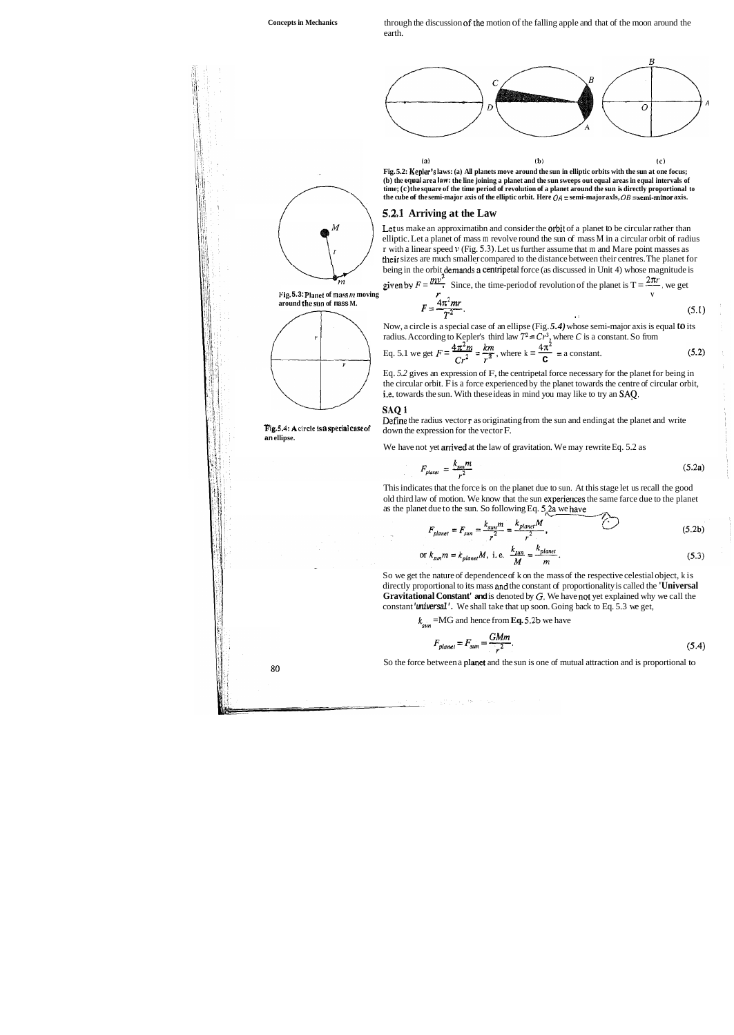through the discussion of the motion of the falling apple and that of the moon around the earth.

Fig. 5.2: Kepler's laws: (a) All planets move around the sun in elliptic orbits with the sun at one focus; (b) the equal area law: the line joining a planet and the sun sweeps out equal areas in equal intervals of time; (c) the square of the time period of revolution of a planet around the sun is directly proportional to the cube of the semi-major axis of the elliptic orbit. Here $OA$ = semi-major axis, $OB$ = semi-minor axis.

### 5.2.1 Arriving at the Law

Let us make an approximation and consider the orbit of a planet to be circular rather than elliptic. Let a planet of mass m revolve round the sun of mass M in a circular orbit of radius r with a linear speed $v$ (Fig. 5.3). Let us further assume that m and M are point masses as their sizes are much smaller compared to the distance between their centres. The planet for being in the orbit demands a centripetal force (as discussed in Unit 4) whose magnitude is given by $F = \frac{mv^2}{r}$. Since, the time-period of revolution of the planet is $T = \frac{2\pi r}{v}$, we get

Fig. 5.3: Planet of mass $m$ moving around the sun of mass M.

$$F = \frac{4\pi^2 mr}{T^2}. \tag{5.1}$$

Now, a circle is a special case of an ellipse (Fig. *5.4)* whose semi-major axis is equal to its radius. According to Kepler's third law $T^2 = Cr^3$, where $C$ is a constant. So from

Eq. 5.1 we get $F = \frac{4\pi^2 m}{Cr^2} = \frac{km}{r^2}$, where $k = \frac{4\pi^2}{C}$ = a constant. (5.2)

Fig. 5.4: A circle is a special case of an ellipse.

Eq. 5.2 gives an expression of F, the centripetal force necessary for the planet for being in the circular orbit. F is a force experienced by the planet towards the centre of circular orbit, i.e. towards the sun. With these ideas in mind you may like to try an SAQ.

**SAQ 1**

Define the radius vector **r** as originating from the sun and ending at the planet and write down the expression for the vector F.

We have not yet arrived at the law of gravitation. We may rewrite Eq. 5.2 as

$$F_{planet} = \frac{k_{sun} m}{r^2} \tag{5.2a}$$

This indicates that the force is on the planet due to sun. At this stage let us recall the good old third law of motion. We know that the sun experiences the same farce due to the planet as the planet due to the sun. So following Eq. 5.2a we have

$$F_{planet} = F_{sun} = \frac{k_{sun} m}{r^2} = \frac{k_{planet} M}{r^2}, \tag{5.2b}$$

$$\text{or } k_{sun} m = k_{planet} M, \text{ i. e. } \frac{k_{sun}}{M} = \frac{k_{planet}}{m}. \tag{5.3}$$

So we get the nature of dependence of k on the mass of the respective celestial object, k is directly proportional to its mass and the constant of proportionality is called the **'Universal Gravitational Constant'** and is denoted by $G$. We have not yet explained why we call the constant '*universal*'. We shall take that up soon. Going back to Eq. 5.3 we get,

$k_{sun}$ = MG and hence from **Eq.** 5.2b we have

$$F_{planet} = F_{sun} = \frac{GMm}{r^2}. \tag{5.4}$$

So the force between a planet and the sun is one of mutual attraction and is proportional to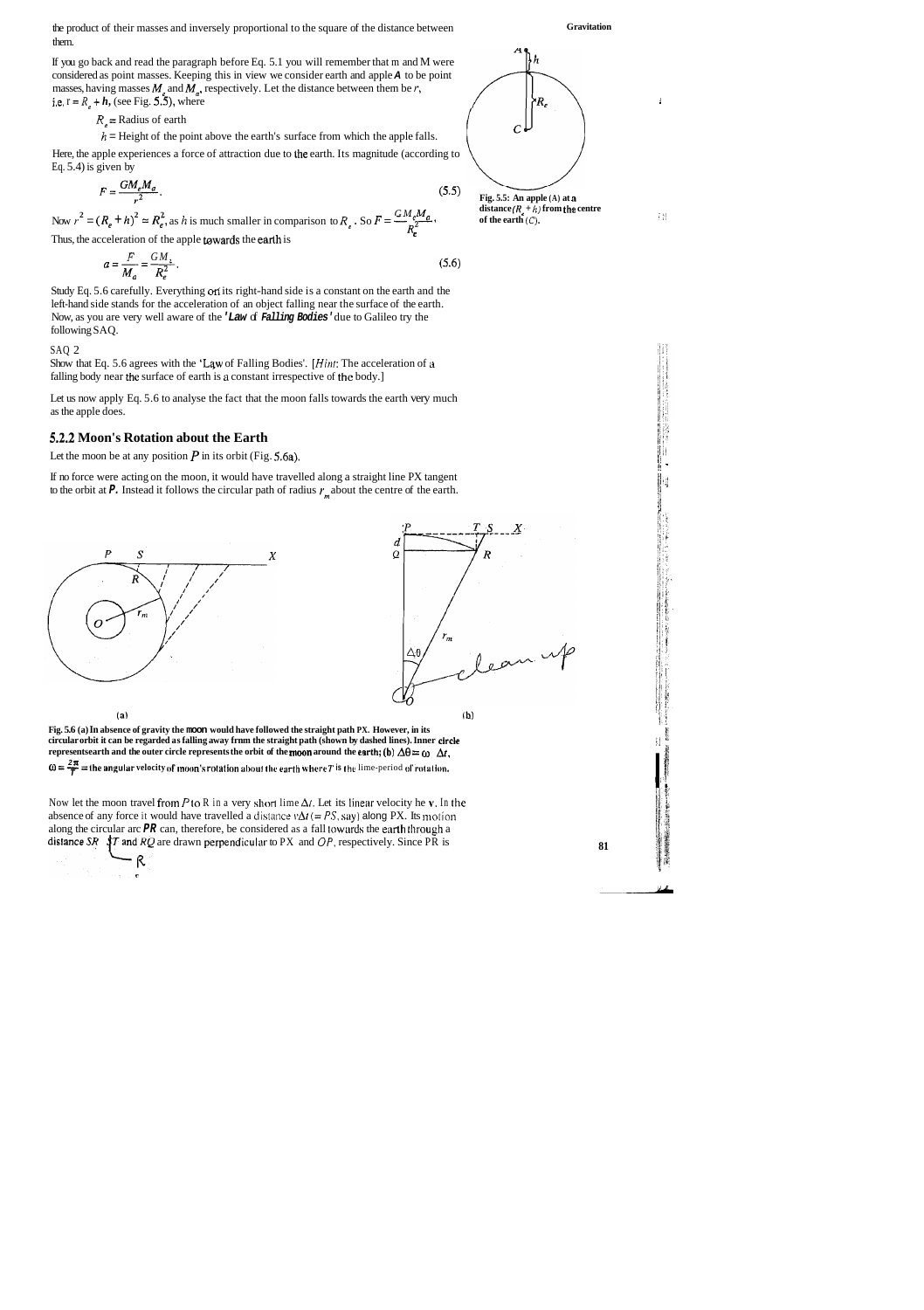the product of their masses and inversely proportional to the square of the distance between them.

If you go back and read the paragraph before Eq. 5.1 you will remember that m and M were considered as point masses. Keeping this in view we consider earth and apple ***A*** to be point masses, having masses $M_e$ and $M_a$, respectively. Let the distance between them be $r$, i.e. $r = R_e + h$, (see Fig. 5.5), where

$R_e$ = Radius of earth

$h$ = Height of the point above the earth's surface from which the apple falls.

Here, the apple experiences a force of attraction due to the earth. Its magnitude (according to Eq. 5.4) is given by

$$F = \frac{GM_e M_a}{r^2}. \tag{5.5}$$

Now $r^2 = (R_e + h)^2 \simeq R_e^2$, as $h$ is much smaller in comparison to $R_e$. So $F = \frac{GM_e M_a}{R_e^2}$.

Thus, the acceleration of the apple towards the earth is

$$a = \frac{F}{M_a} = \frac{GM_e}{R_e^2}. \tag{5.6}$$

Study Eq. 5.6 carefully. Everything on its right-hand side is a constant on the earth and the left-hand side stands for the acceleration of an object falling near the surface of the earth. Now, as you are very well aware of the ***'Law of Falling Bodies'*** due to Galileo try the following SAQ.

**Fig. 5.5: An apple (A) at a distance $(R_e + h)$ from the centre of the earth (C).**

SAQ 2

Show that Eq. 5.6 agrees with the 'Law of Falling Bodies'. [*Hint*: The acceleration of a falling body near the surface of earth is a constant irrespective of the body.]

Let us now apply Eq. 5.6 to analyse the fact that the moon falls towards the earth very much as the apple does.

### 5.2.2 Moon's Rotation about the Earth

Let the moon be at any position $P$ in its orbit (Fig. 5.6a).

If no force were acting on the moon, it would have travelled along a straight line PX tangent to the orbit at ***P***. Instead it follows the circular path of radius $r_m$ about the centre of the earth.

**Fig. 5.6 (a) In absence of gravity the moon would have followed the straight path PX. However, in its circular orbit it can be regarded as falling away from the straight path (shown by dashed lines). Inner circle represents earth and the outer circle represents the orbit of the moon around the earth; (b) $\Delta\theta = \omega\ \Delta t$, $\omega = \frac{2\pi}{T}$ = the angular velocity of moon's rotation about the earth where $T$ is the time-period of rotation.**

Now let the moon travel from $P$ to R in a very short time $\Delta t$. Let its linear velocity be **v**. In the absence of any force it would have travelled a distance $v\Delta t$ (= $PS$, say) along PX. Its motion along the circular arc ***PR*** can, therefore, be considered as a fall towards the earth through a distance $SR$. $RT$ and $RQ$ are drawn perpendicular to PX and $OP$, respectively. Since PR is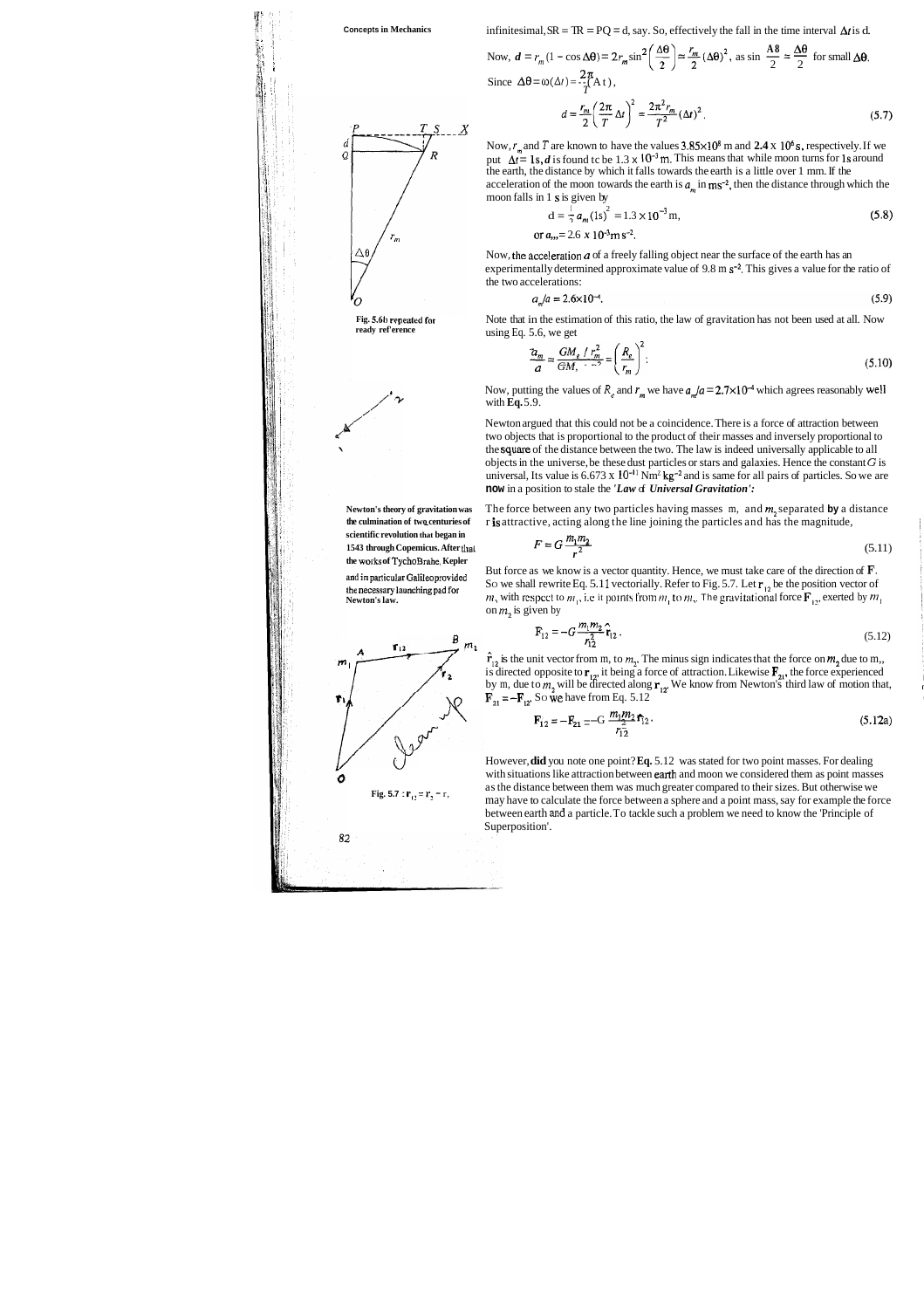infinitesimal, SR = TR = PQ = d, say. So, effectively the fall in the time interval $\Delta t$ is d.

Now, $d = r_m(1 - \cos\Delta\theta) = 2r_m \sin^2\left(\frac{\Delta\theta}{2}\right) \simeq \frac{r_m}{2}(\Delta\theta)^2$, as $\sin\frac{\Delta\theta}{2} \simeq \frac{\Delta\theta}{2}$ for small $\Delta\theta$.

Since $\Delta\theta = \omega(\Delta t) = \frac{2\pi}{T}(\Delta t)$,

$$d = \frac{r_m}{2}\left(\frac{2\pi}{T}\Delta t\right)^2 = \frac{2\pi^2 r_m}{T^2}(\Delta t)^2 . \tag{5.7}$$

Fig. 5.6b repeated for ready reference

Now, $r_m$ and $T$ are known to have the values $3.85\times10^8$ m and $2.4 \times 10^6$ s, respectively. If we put $\Delta t = 1$ s, $d$ is found to be $1.3 \times 10^{-3}$ m. This means that while moon turns for 1s around the earth, the distance by which it falls towards the earth is a little over 1 mm. If the acceleration of the moon towards the earth is $a_m$ in ms$^{-2}$, then the distance through which the moon falls in 1 s is given by

$$d = \frac{1}{2}a_m(1\text{s})^2 = 1.3\times10^{-3}\,\text{m}, \tag{5.8}$$

or $a_m = 2.6 \times 10^{-3}$m s$^{-2}$.

Now, the acceleration $a$ of a freely falling object near the surface of the earth has an experimentally determined approximate value of 9.8 m s$^{-2}$. This gives a value for the ratio of the two accelerations:

$$a_m/a = 2.6\times10^{-4}. \tag{5.9}$$

Note that in the estimation of this ratio, the law of gravitation has not been used at all. Now using Eq. 5.6, we get

$$\frac{a_m}{a} = \frac{GM_e / r_m^2}{GM_e / R_e^2} = \left(\frac{R_e}{r_m}\right)^2 . \tag{5.10}$$

Now, putting the values of $R_e$ and $r_m$ we have $a_m/a = 2.7\times10^{-4}$ which agrees reasonably well with **Eq.** 5.9.

Newton argued that this could not be a coincidence. There is a force of attraction between two objects that is proportional to the product of their masses and inversely proportional to the square of the distance between the two. The law is indeed universally applicable to all objects in the universe, be these dust particles or stars and galaxies. Hence the constant $G$ is universal, Its value is $6.673 \times 10^{-11}$ Nm$^2$ kg$^{-2}$ and is same for all pairs of particles. So we are now in a position to state the ***'Law of Universal Gravitation':***

**Newton's theory of gravitation was the culmination of two centuries of scientific revolution that began in 1543 through Copernicus. After that the works of TychoBrahe, Kepler and in particular Galileo provided the necessary launching pad for Newton's law.**

The force between any two particles having masses $m_1$ and $m_2$ separated **by** a distance r **is** attractive, acting along the line joining the particles and has the magnitude,

$$F = G\frac{m_1 m_2}{r^2} \tag{5.11}$$

But force as we know is a vector quantity. Hence, we must take care of the direction of $\mathbf{F}$. So we shall rewrite Eq. 5.11 vectorially. Refer to Fig. 5.7. Let $\mathbf{r}_{12}$ be the position vector of $m_2$ with respect to $m_1$, i.e it points from $m_1$ to $m_2$. The gravitational force $\mathbf{F}_{12}$, exerted by $m_1$ on $m_2$ is given by

$$\mathbf{F}_{12} = -G\frac{m_1 m_2}{r_{12}^2}\hat{\mathbf{r}}_{12} . \tag{5.12}$$

$\hat{\mathbf{r}}_{12}$ is the unit vector from $m_1$ to $m_2$. The minus sign indicates that the force on $m_2$ due to $m_1$ is directed opposite to $\mathbf{r}_{12}$, it being a force of attraction. Likewise $\mathbf{F}_{21}$, the force experienced by $m_1$ due to $m_2$ will be directed along $\mathbf{r}_{12}$. We know from Newton's third law of motion that, $\mathbf{F}_{21} = -\mathbf{F}_{12}$. So we have from Eq. 5.12

$$\mathbf{F}_{12} = -\mathbf{F}_{21} = -G\frac{m_1 m_2}{r_{12}^2}\hat{\mathbf{r}}_{12} . \tag{5.12a}$$

Fig. 5.7 : $\mathbf{r}_{12} = \mathbf{r}_2 - \mathbf{r}_1$

However, **did** you note one point? **Eq.** 5.12 was stated for two point masses. For dealing with situations like attraction between earth and moon we considered them as point masses as the distance between them was much greater compared to their sizes. But otherwise we may have to calculate the force between a sphere and a point mass, say for example the force between earth and a particle. To tackle such a problem we need to know the 'Principle of Superposition'.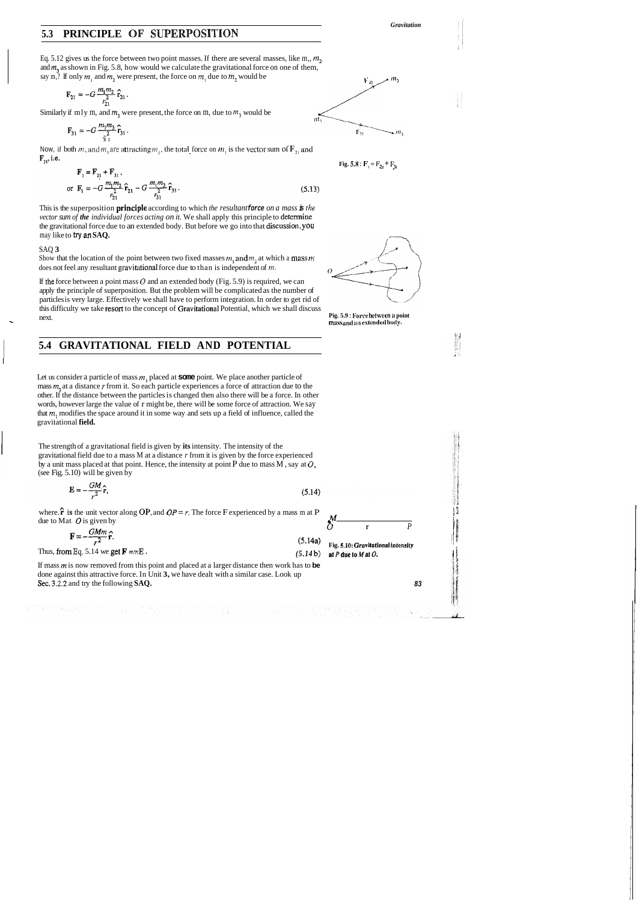## 5.3 PRINCIPLE OF SUPERPOSITION

Eq. 5.12 gives us the force between two point masses. If there are several masses, like $m_1$, $m_2$ and $m_3$ as shown in Fig. 5.8, how would we calculate the gravitational force on one of them, say $m_1$? If only $m_1$ and $m_2$ were present, the force on $m_1$ due to $m_2$ would be

$$\mathbf{F}_{21} = -G\frac{m_1 m_2}{r_{21}^2}\hat{\mathbf{r}}_{21}.$$

Similarly if only $m_1$ and $m_3$ were present, the force on $m_1$ due to $m_3$ would be

$$\mathbf{F}_{31} = -G\frac{m_1 m_3}{r_{31}^2}\hat{\mathbf{r}}_{31}.$$

Now, if both $m_2$ and $m_3$ are attracting $m_1$, the total force on $m_1$ is the vector sum of $\mathbf{F}_{21}$ and $\mathbf{F}_{31}$, i.e.

$$\mathbf{F}_1 = \mathbf{F}_{21} + \mathbf{F}_{31},$$

$$\text{or } \mathbf{F}_1 = -G\frac{m_1 m_2}{r_{21}^2}\hat{\mathbf{r}}_{21} - G\frac{m_1 m_3}{r_{31}^2}\hat{\mathbf{r}}_{31}. \tag{5.13}$$

Fig. 5.8 : $\mathbf{F}_1 = \mathbf{F}_{21} + \mathbf{F}_{31}$

This is the superposition **principle** according to which *the resultant force on a mass is the vector sum of the individual forces acting on it.* We shall apply this principle to determine the gravitational force due to an extended body. But before we go into that discussion, you may like to try an **SAQ.**

SAQ **3**

Show that the location of the point between two fixed masses $m_1$ and $m_2$ at which a mass $m$ does not feel any resultant gravitational force due to than is independent of $m$.

If the force between a point mass $O$ and an extended body (Fig. 5.9) is required, we can apply the principle of superposition. But the problem will be complicated as the number of particles is very large. Effectively we shall have to perform integration. In order to get rid of this difficulty we take resort to the concept of Gravitational Potential, which we shall discuss next.

Fig. 5.9 : Force between a point mass and an extended body.

## 5.4 GRAVITATIONAL FIELD AND POTENTIAL

Let us consider a particle of mass $m_1$ placed at some point. We place another particle of mass $m_2$ at a distance $r$ from it. So each particle experiences a force of attraction due to the other. If the distance between the particles is changed then also there will be a force. In other words, however large the value of r might be, there will be some force of attraction. We say that $m_1$ modifies the space around it in some way and sets up a field of influence, called the gravitational **field.**

The strength of a gravitational field is given by **its** intensity. The intensity of the gravitational field due to a mass M at a distance $r$ from it is given by the force experienced by a unit mass placed at that point. Hence, the intensity at point P due to mass M, say at $O$, (see Fig. 5.10) will be given by

$$\mathbf{E} = -\frac{GM}{r^2}\hat{\mathbf{r}}, \tag{5.14}$$

where $\hat{\mathbf{r}}$ is the unit vector along **OP**, and $OP = r$. The force F experienced by a mass m at P due to M at $O$ is given by

$$\mathbf{F} = -\frac{GMm}{r^2}\hat{\mathbf{r}}. \tag{5.14a}$$

Thus, from Eq. 5.14 we get $\mathbf{F} = m\mathbf{E}$. (5.14b)

Fig. 5.10: Gravitational intensity at $P$ due to $M$ at $O$.

If mass $m$ is now removed from this point and placed at a larger distance then work has to **be** done against this attractive force. In Unit **3,** we have dealt with a similar case. Look up Sec. 3.2.2 and try the following **SAQ.**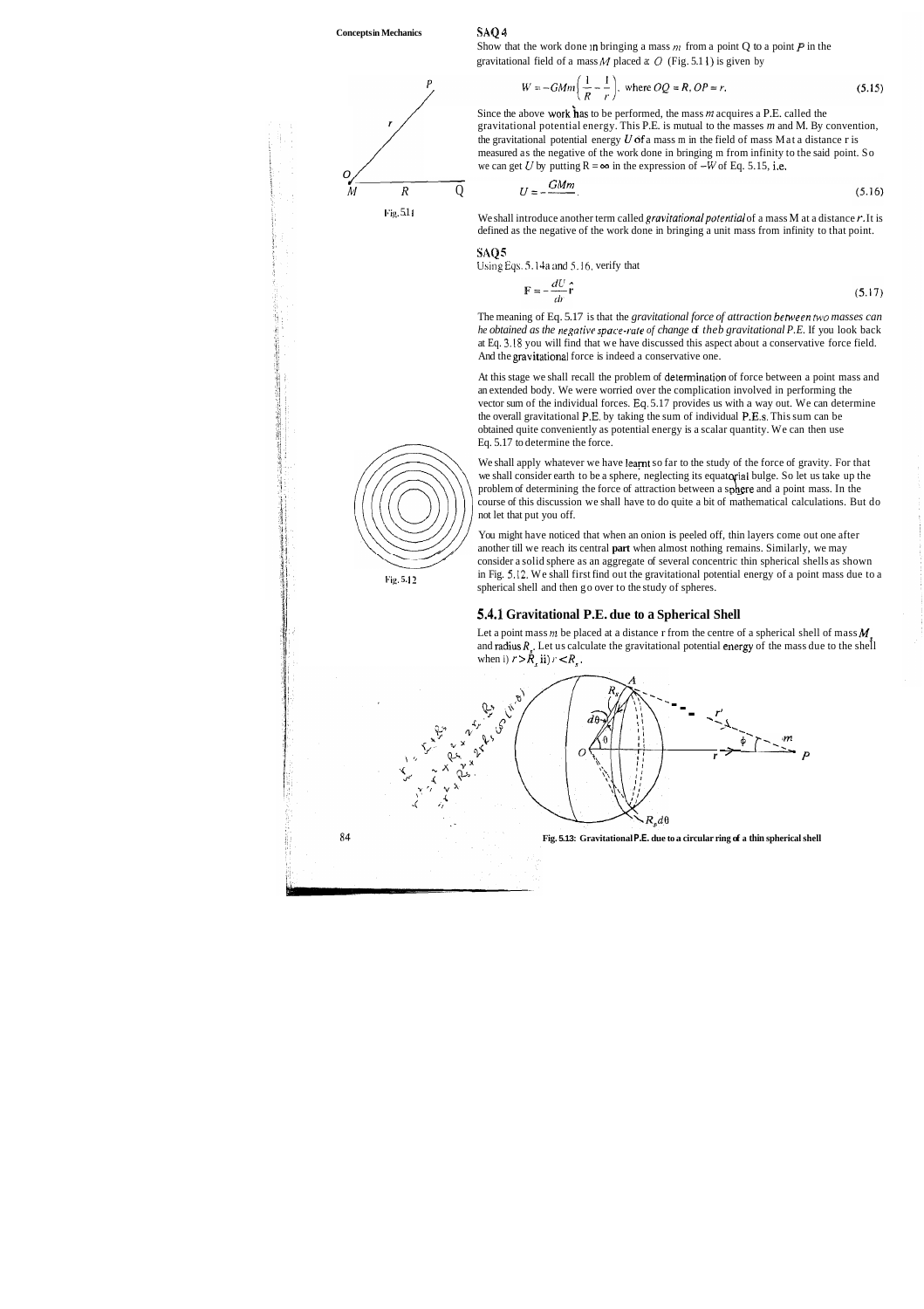## SAQ 4

Show that the work done in bringing a mass $m$ from a point Q to a point $P$ in the gravitational field of a mass $M$ placed at $O$ (Fig. 5.11) is given by

$$W = -GMm\left(\frac{1}{R} - \frac{1}{r}\right), \text{ where } OQ = R, OP = r. \tag{5.15}$$

Fig. 5.11

Since the above work has to be performed, the mass $m$ acquires a P.E. called the gravitational potential energy. This P.E. is mutual to the masses $m$ and M. By convention, the gravitational potential energy $U$ of a mass m in the field of mass M at a distance r is measured as the negative of the work done in bringing m from infinity to the said point. So we can get $U$ by putting $R = \infty$ in the expression of $-W$ of Eq. 5.15, i.e.

$$U = -\frac{GMm}{r}. \tag{5.16}$$

We shall introduce another term called *gravitational potential* of a mass M at a distance $r$. It is defined as the negative of the work done in bringing a unit mass from infinity to that point.

## SAQ 5

Using Eqs. 5.14a and 5.16, verify that

$$\mathbf{F} = -\frac{dU}{dr}\hat{\mathbf{r}} \tag{5.17}$$

The meaning of Eq. 5.17 is that the *gravitational force of attraction between two masses can be obtained as the negative space-rate of change of their gravitational P.E.* If you look back at Eq. 3.18 you will find that we have discussed this aspect about a conservative force field. And the gravitational force is indeed a conservative one.

At this stage we shall recall the problem of determination of force between a point mass and an extended body. We were worried over the complication involved in performing the vector sum of the individual forces. Eq. 5.17 provides us with a way out. We can determine the overall gravitational P.E. by taking the sum of individual P.E.s. This sum can be obtained quite conveniently as potential energy is a scalar quantity. We can then use Eq. 5.17 to determine the force.

We shall apply whatever we have learnt so far to the study of the force of gravity. For that we shall consider earth to be a sphere, neglecting its equatorial bulge. So let us take up the problem of determining the force of attraction between a sphere and a point mass. In the course of this discussion we shall have to do quite a bit of mathematical calculations. But do not let that put you off.

You might have noticed that when an onion is peeled off, thin layers come out one after another till we reach its central **part** when almost nothing remains. Similarly, we may consider a solid sphere as an aggregate of several concentric thin spherical shells as shown in Fig. 5.12. We shall first find out the gravitational potential energy of a point mass due to a spherical shell and then go over to the study of spheres.

Fig. 5.12

### 5.4.1 Gravitational P.E. due to a Spherical Shell

Let a point mass $m$ be placed at a distance r from the centre of a spherical shell of mass $M_s$ and radius $R_s$. Let us calculate the gravitational potential energy of the mass due to the shell when i) $r > R_s$ ii) $r < R_s$.

**Fig. 5.13: Gravitational P.E. due to a circular ring of a thin spherical shell**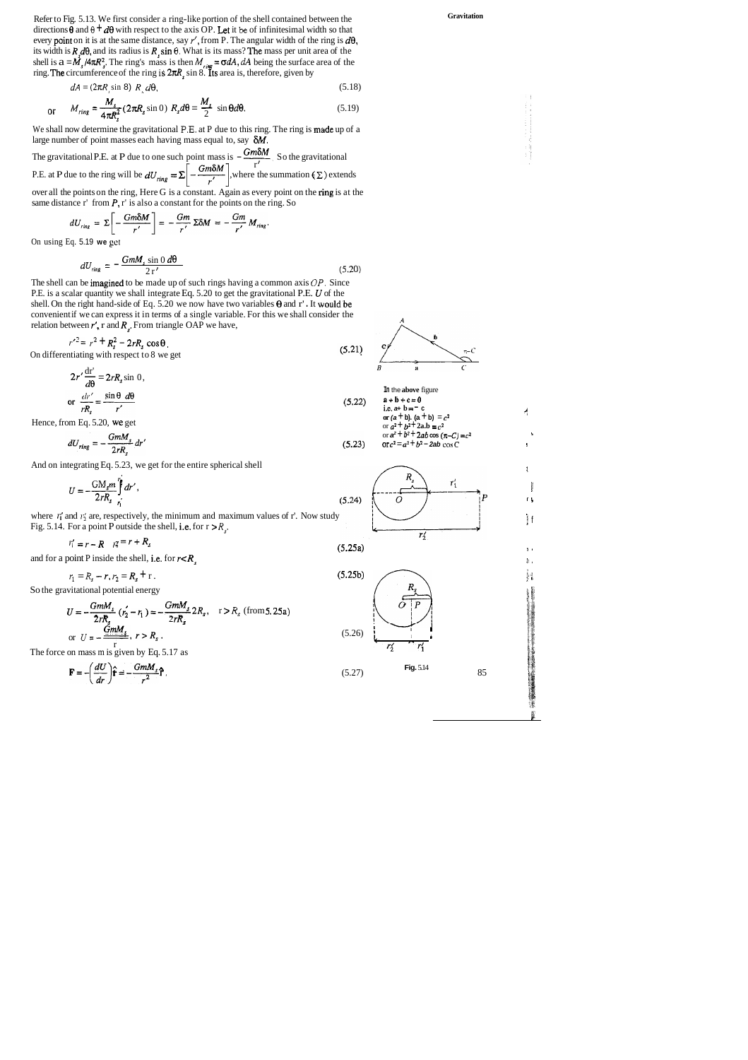Refer to Fig. 5.13. We first consider a ring-like portion of the shell contained between the directions $\theta$ and $\theta + d\theta$ with respect to the axis OP. Let it be of infinitesimal width so that every point on it is at the same distance, say $r'$, from P. The angular width of the ring is $d\theta$, its width is $R_s d\theta$, and its radius is $R_s \sin\theta$. What is its mass? The mass per unit area of the shell is $\sigma = M_s/4\pi R_s^2$. The ring's mass is then $M_{ring} = \sigma dA$, $dA$ being the surface area of the ring. The circumference of the ring is $2\pi R_s \sin\theta$. Its area is, therefore, given by

$$dA = (2\pi R_s \sin\theta)\; R_s\, d\theta, \tag{5.18}$$

$$\text{or} \quad M_{ring} = \frac{M_s}{4\pi R_s^2}(2\pi R_s \sin\theta)\; R_s d\theta = \frac{M_s}{2}\;\sin\theta d\theta. \tag{5.19}$$

We shall now determine the gravitational P.E. at P due to this ring. The ring is made up of a large number of point masses each having mass equal to, say $\delta M$.

The gravitational P.E. at P due to one such point mass is $-\dfrac{Gm\delta M}{r'}$. So the gravitational P.E. at P due to the ring will be $dU_{ring} = \Sigma\left[-\dfrac{Gm\delta M}{r'}\right]$, where the summation ($\Sigma$) extends over all the points on the ring. Here G is a constant. Again as every point on the ring is at the same distance r' from P, r' is also a constant for the points on the ring. So

$$dU_{ring} = \Sigma\left[-\frac{Gm\delta M}{r'}\right] = -\frac{Gm}{r'}\Sigma\delta M = -\frac{Gm}{r'}M_{ring}.$$

On using Eq. 5.19 we get

$$dU_{ring} = -\frac{GmM_s \sin\theta\, d\theta}{2r'} \tag{5.20}$$

The shell can be imagined to be made up of such rings having a common axis $OP$. Since P.E. is a scalar quantity we shall integrate Eq. 5.20 to get the gravitational P.E. $U$ of the shell. On the right hand-side of Eq. 5.20 we now have two variables $\theta$ and r'. It would be convenient if we can express it in terms of a single variable. For this we shall consider the relation between $r'$, r and $R_s$. From triangle OAP we have,

$$r'^2 = r^2 + R_s^2 - 2rR_s\cos\theta. \tag{5.21}$$

On differentiating with respect to $\theta$ we get

$$2r'\frac{dr'}{d\theta} = 2rR_s\sin\theta,$$

$$\text{or} \quad \frac{dr'}{rR_s} = \frac{\sin\theta\; d\theta}{r'} \tag{5.22}$$

Hence, from Eq. 5.20, we get

$$dU_{ring} = -\frac{GmM_s}{2rR_s}\,dr' \tag{5.23}$$

In the above figure
$\mathbf{a} + \mathbf{b} + \mathbf{c} = 0$
i.e. $\mathbf{a} + \mathbf{b} = -\mathbf{c}$
or $(\mathbf{a} + \mathbf{b}).(\mathbf{a} + \mathbf{b}) = c^2$
or $a^2 + b^2 + 2\mathbf{a}.\mathbf{b} = c^2$
or $a^2 + b^2 + 2ab\cos(\pi - C) = c^2$
or $c^2 = a^2 + b^2 - 2ab\cos C$

And on integrating Eq. 5.23, we get for the entire spherical shell

$$U = -\frac{GM_s m}{2rR_s}\int_{r_1'}^{r_2'} dr', \tag{5.24}$$

where $r_1'$ and $r_2'$ are, respectively, the minimum and maximum values of r'. Now study Fig. 5.14. For a point P outside the shell, i.e. for $r > R_s$,

$$r_1' = r - R_s \quad r_2' = r + R_s \tag{5.25a}$$

and for a point P inside the shell, i.e. for $r < R_s$

$$r_1 = R_s - r,\; r_2 = R_s + r. \tag{5.25b}$$

So the gravitational potential energy

$$U = -\frac{GmM_s}{2rR_s}(r_2' - r_1') = -\frac{GmM_s}{2rR_s}2R_s, \quad r > R_s \text{ (from 5.25a)}$$

$$\text{or} \quad U = -\frac{GmM_s}{r},\; r > R_s. \tag{5.26}$$

The force on mass m is given by Eq. 5.17 as

$$\mathbf{F} = -\left(\frac{dU}{dr}\right)\hat{\mathbf{r}} = -\frac{GmM_s}{r^2}\hat{\mathbf{r}}. \tag{5.27}$$

Fig. 5.14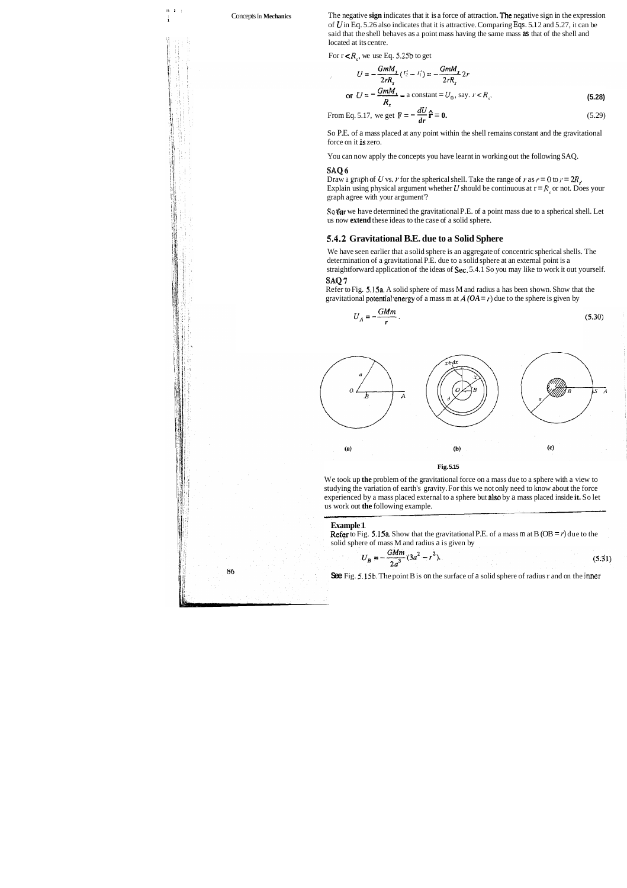The negative **sign** indicates that it is a force of attraction. The negative sign in the expression of $U$ in Eq. 5.26 also indicates that it is attractive. Comparing Eqs. 5.12 and 5.27, it can be said that the shell behaves as a point mass having the same mass as that of the shell and located at its centre.

For $r < R_s$, we use Eq. 5.25b to get

$$U = -\frac{GmM_s}{2rR_s}(r_2' - r_1') = -\frac{GmM_s}{2rR_s}2r$$

$$\text{or } U = -\frac{GmM_s}{R_s} = \text{a constant} = U_0, \text{ say. } r < R_s. \tag{5.28}$$

$$\text{From Eq. 5.17, we get } \mathbf{F} = -\frac{dU}{dr}\hat{\mathbf{r}} = \mathbf{0}. \tag{5.29}$$

So P.E. of a mass placed at any point within the shell remains constant and the gravitational force on it is zero.

You can now apply the concepts you have learnt in working out the following SAQ.

**SAQ 6**

Draw a graph of $U$ vs. $r$ for the spherical shell. Take the range of $r$ as $r = 0$ to $r = 2R_s$. Explain using physical argument whether $U$ should be continuous at $r = R_s$ or not. Does your graph agree with your argument?

So far we have determined the gravitational P.E. of a point mass due to a spherical shell. Let us now **extend** these ideas to the case of a solid sphere.

### 5.4.2 Gravitational P.E. due to a Solid Sphere

We have seen earlier that a solid sphere is an aggregate of concentric spherical shells. The determination of a gravitational P.E. due to a solid sphere at an external point is a straightforward application of the ideas of Sec. 5.4.1 So you may like to work it out yourself.

**SAQ 7**

Refer to Fig. 5.15a. A solid sphere of mass M and radius a has been shown. Show that the gravitational potential energy of a mass m at $A$ ($OA = r$) due to the sphere is given by

$$U_A = -\frac{GMm}{r}. \tag{5.30}$$

Fig. 5.15

We took up **the** problem of the gravitational force on a mass due to a sphere with a view to studying the variation of earth's gravity. For this we not only need to know about the force experienced by a mass placed external to a sphere but also by a mass placed inside **it.** So let us work out **the** following example.

**Example 1**

Refer to Fig. 5.15a. Show that the gravitational P.E. of a mass m at B (OB = $r$) due to the solid sphere of mass M and radius a is given by

$$U_B = -\frac{GMm}{2a^3}(3a^2 - r^2). \tag{5.31}$$

See Fig. 5.15b. The point B is on the surface of a solid sphere of radius r and on the inner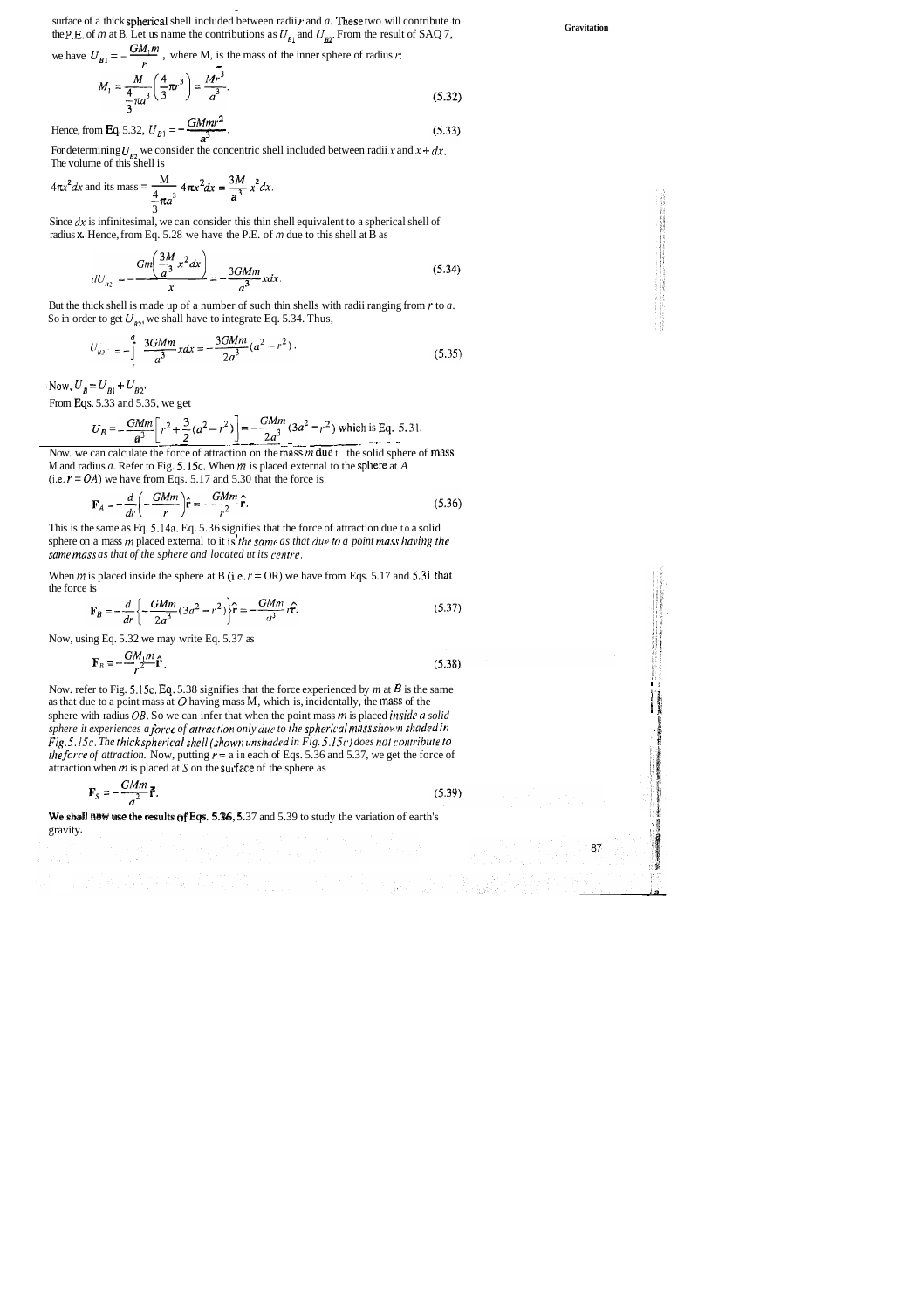surface of a thick spherical shell included between radii $r$ and $a$. These two will contribute to the P.E. of $m$ at B. Let us name the contributions as $U_{B1}$ and $U_{B2}$. From the result of SAQ 7,

we have $U_{B1} = -\dfrac{GM_1 m}{r}$, where M, is the mass of the inner sphere of radius $r$:

$$M_1 = \frac{M}{\frac{4}{3}\pi a^3}\left(\frac{4}{3}\pi r^3\right) = \frac{Mr^3}{a^3}. \tag{5.32}$$

Hence, from Eq. 5.32, $U_{B1} = -\dfrac{GMmr^2}{a^3}$. (5.33)

For determining $U_{B2}$ we consider the concentric shell included between radii $x$ and $x + dx$. The volume of this shell is

$4\pi x^2 dx$ and its mass $= \dfrac{M}{\frac{4}{3}\pi a^3} 4\pi x^2 dx = \dfrac{3M}{a^3} x^2 dx.$

Since $dx$ is infinitesimal, we can consider this thin shell equivalent to a spherical shell of radius **x**. Hence, from Eq. 5.28 we have the P.E. of $m$ due to this shell at B as

$$dU_{B2} = -\frac{Gm\left(\frac{3M}{a^3}x^2 dx\right)}{x} = -\frac{3GMm}{a^3}x\,dx. \tag{5.34}$$

But the thick shell is made up of a number of such thin shells with radii ranging from $r$ to $a$. So in order to get $U_{B2}$, we shall have to integrate Eq. 5.34. Thus,

$$U_{B2} = -\int_r^a \frac{3GMm}{a^3}x\,dx = -\frac{3GMm}{2a^3}(a^2 - r^2). \tag{5.35}$$

Now, $U_B = U_{B1} + U_{B2}$.

From Eqs. 5.33 and 5.35, we get

$$U_B = -\frac{GMm}{a^3}\left[r^2 + \frac{3}{2}(a^2 - r^2)\right] = -\frac{GMm}{2a^3}(3a^2 - r^2) \text{ which is Eq. 5.31.}$$

Now. we can calculate the force of attraction on the mass $m$ due to the solid sphere of mass M and radius $a$. Refer to Fig. 5.15c. When $m$ is placed external to the sphere at $A$ (i.e. $r = OA$) we have from Eqs. 5.17 and 5.30 that the force is

$$\mathbf{F}_A = -\frac{d}{dr}\left(-\frac{GMm}{r}\right)\hat{\mathbf{r}} = -\frac{GMm}{r^2}\hat{\mathbf{r}}. \tag{5.36}$$

This is the same as Eq. 5.14a. Eq. 5.36 signifies that the force of attraction due to a solid sphere on a mass $m$ placed external to it is *the same as that due to a point mass having the same mass as that of the sphere and located at its centre.*

When $m$ is placed inside the sphere at B (i.e. $r$ = OR) we have from Eqs. 5.17 and 5.31 that the force is

$$\mathbf{F}_B = -\frac{d}{dr}\left\{-\frac{GMm}{2a^3}(3a^2 - r^2)\right\}\hat{\mathbf{r}} = -\frac{GMm}{a^3}r\hat{\mathbf{r}}. \tag{5.37}$$

Now, using Eq. 5.32 we may write Eq. 5.37 as

$$\mathbf{F}_B = -\frac{GM_1 m}{r^2}\hat{\mathbf{r}}. \tag{5.38}$$

Now. refer to Fig. 5.15c. Eq. 5.38 signifies that the force experienced by $m$ at $B$ is the same as that due to a point mass at $O$ having mass M, which is, incidentally, the mass of the sphere with radius $OB$. So we can infer that when the point mass $m$ is placed *inside a solid sphere it experiences a force of attraction only due to the spherical mass shown shaded in Fig. 5.15c. The thick spherical shell (shown unshaded in Fig. 5.15c) does not contribute to the force of attraction.* Now, putting $r$ = a in each of Eqs. 5.36 and 5.37, we get the force of attraction when $m$ is placed at $S$ on the surface of the sphere as

$$\mathbf{F}_S = -\frac{GMm}{a^2}\hat{\mathbf{r}}. \tag{5.39}$$

**We shall now use the results of Eqs. 5.36, 5.37 and 5.39 to study the variation of earth's gravity.**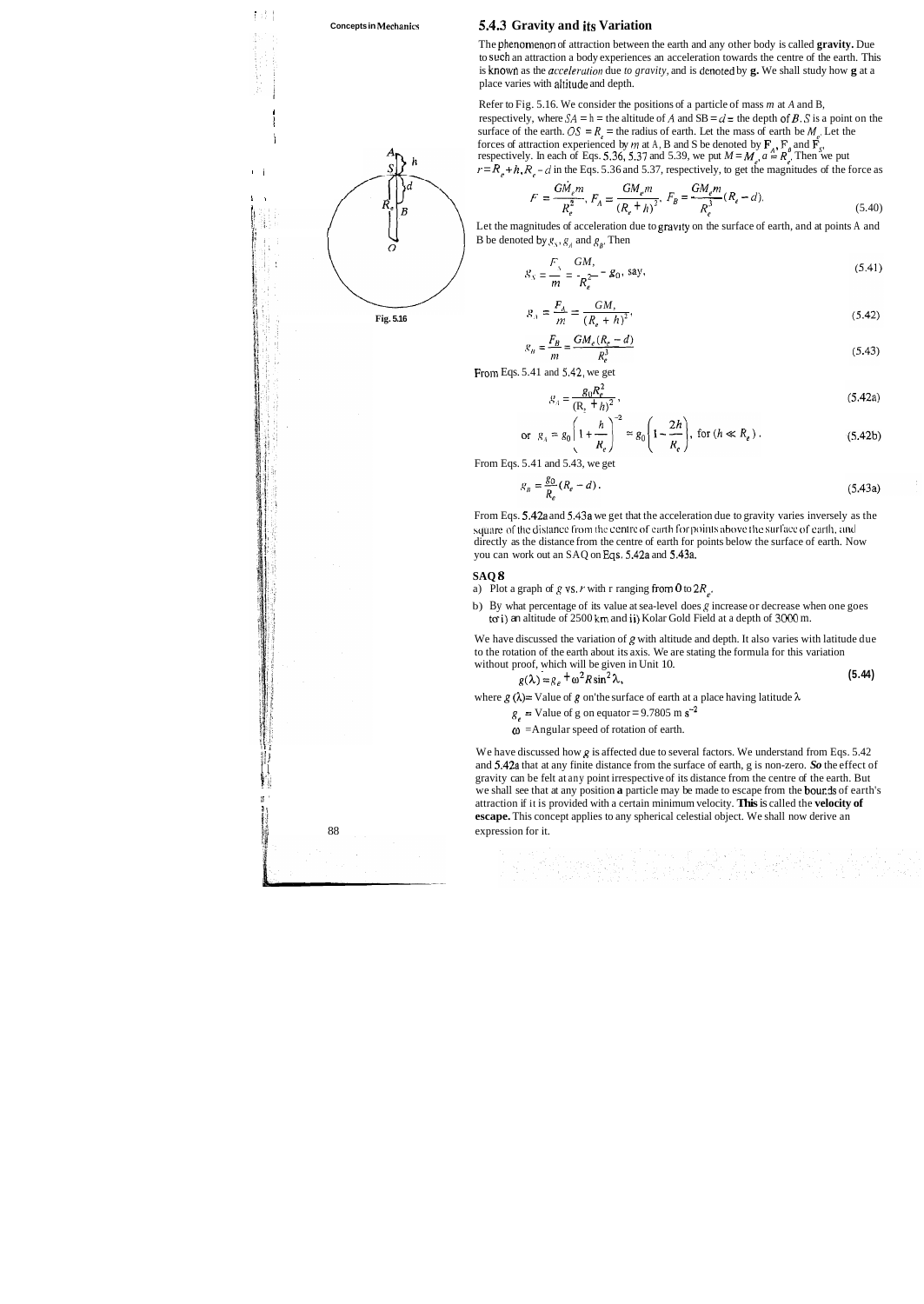### 5.4.3 Gravity and its Variation

The phenomenon of attraction between the earth and any other body is called **gravity.** Due to such an attraction a body experiences an acceleration towards the centre of the earth. This is known as the *acceleration due to gravity*, and is denoted by **g.** We shall study how **g** at a place varies with altitude and depth.

Refer to Fig. 5.16. We consider the positions of a particle of mass $m$ at $A$ and B, respectively, where $SA$ = h = the altitude of $A$ and SB = $d$ = the depth of $B$. $S$ is a point on the surface of the earth. $OS = R_e$ = the radius of earth. Let the mass of earth be $M_e$. Let the forces of attraction experienced by $m$ at A, B and S be denoted by $\mathbf{F}_A$, $\mathbf{F}_B$ and $\mathbf{F}_S$, respectively. In each of Eqs. 5.36, 5.37 and 5.39, we put $M = M_e$, $a = R_e$. Then we put $r = R_e + h, R_e - d$ in the Eqs. 5.36 and 5.37, respectively, to get the magnitudes of the force as

Fig. 5.16

$$F = \frac{GM_e m}{R_e^2},\ F_A = \frac{GM_e m}{(R_e + h)^2},\ F_B = \frac{GM_e m}{R_e^3}(R_e - d). \tag{5.40}$$

Let the magnitudes of acceleration due to gravity on the surface of earth, and at points A and B be denoted by $g_S$, $g_A$ and $g_B$. Then

$$g_S = \frac{F_S}{m} = \frac{GM_e}{R_e^2} = g_0,\ \text{say}, \tag{5.41}$$

$$g_A = \frac{F_A}{m} = \frac{GM_e}{(R_e + h)^2}, \tag{5.42}$$

$$g_B = \frac{F_B}{m} = \frac{GM_e(R_e - d)}{R_e^3} \tag{5.43}$$

From Eqs. 5.41 and 5.42, we get

$$g_A = \frac{g_0 R_e^2}{(R_e + h)^2}, \tag{5.42a}$$

$$\text{or}\quad g_A = g_0\left(1 + \frac{h}{R_e}\right)^{-2} \approx g_0\left(1 - \frac{2h}{R_e}\right),\ \text{for } (h \ll R_e). \tag{5.42b}$$

From Eqs. 5.41 and 5.43, we get

$$g_B = \frac{g_0}{R_e}(R_e - d). \tag{5.43a}$$

From Eqs. 5.42a and 5.43a we get that the acceleration due to gravity varies inversely as the square of the distance from the centre of earth for points above the surface of earth, and directly as the distance from the centre of earth for points below the surface of earth. Now you can work out an SAQ on Eqs. 5.42a and 5.43a.

**SAQ 8**

a) Plot a graph of $g$ vs. $r$ with r ranging from 0 to $2R_e$.

b) By what percentage of its value at sea-level does $g$ increase or decrease when one goes to i) an altitude of 2500 km and ii) Kolar Gold Field at a depth of 3000 m.

We have discussed the variation of $g$ with altitude and depth. It also varies with latitude due to the rotation of the earth about its axis. We are stating the formula for this variation without proof, which will be given in Unit 10.

$$g(\lambda) = g_e + \omega^2 R \sin^2 \lambda, \tag{5.44}$$

where $g(\lambda)$= Value of $g$ on the surface of earth at a place having latitude $\lambda$

$g_e$ = Value of g on equator = 9.7805 m s$^{-2}$

$\omega$ = Angular speed of rotation of earth.

We have discussed how $g$ is affected due to several factors. We understand from Eqs. 5.42 and 5.42a that at any finite distance from the surface of earth, g is non-zero. *So* the effect of gravity can be felt at any point irrespective of its distance from the centre of the earth. But we shall see that at any position **a** particle may be made to escape from the bounds of earth's attraction if it is provided with a certain minimum velocity. **This** is called the **velocity of escape.** This concept applies to any spherical celestial object. We shall now derive an expression for it.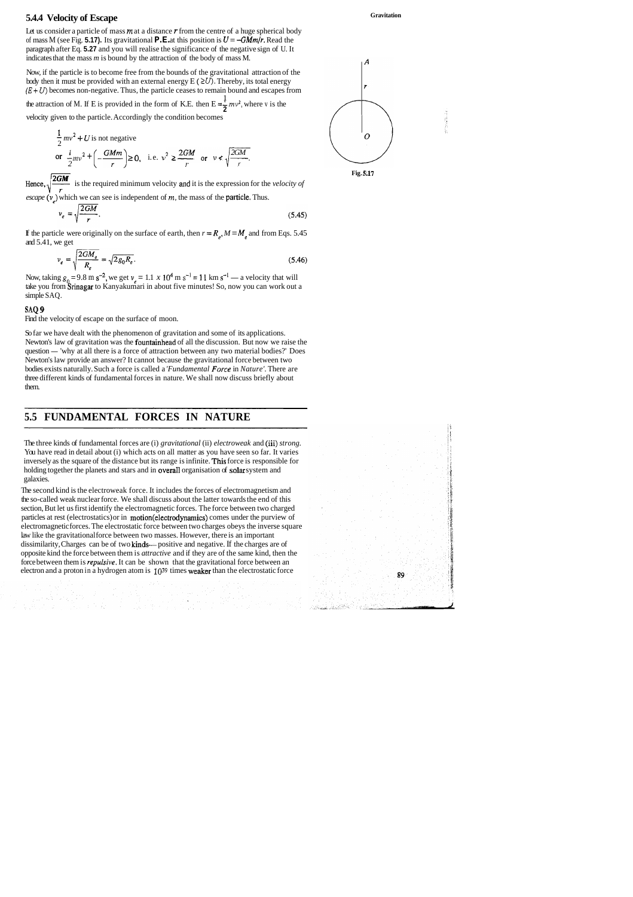### 5.4.4 Velocity of Escape

Let us consider a particle of mass $m$ at a distance $r$ from the centre of a huge spherical body of mass M (see Fig. **5.17).** Its gravitational **P.E.** at this position is $U = -GMm/r$. Read the paragraph after Eq. **5.27** and you will realise the significance of the negative sign of U. It indicates that the mass $m$ is bound by the attraction of the body of mass M.

Now, if the particle is to become free from the bounds of the gravitational attraction of the body then it must be provided with an external energy E ($\geq U$). Thereby, its total energy $(E + U)$ becomes non-negative. Thus, the particle ceases to remain bound and escapes from the attraction of M. If E is provided in the form of K.E. then $E = \frac{1}{2}mv^2$, where $v$ is the velocity given to the particle. Accordingly the condition becomes

$$\frac{1}{2}mv^2 + U \text{ is not negative}$$

$$\text{or } \frac{1}{2}mv^2 + \left(-\frac{GMm}{r}\right) \geq 0, \text{ i.e. } v^2 \geq \frac{2GM}{r} \text{ or } v \geq \sqrt{\frac{2GM}{r}}.$$

Fig. 5.17

Hence, $\sqrt{\frac{2GM}{r}}$ is the required minimum velocity and it is the expression for the *velocity of escape* ($v_e$) which we can see is independent of $m$, the mass of the particle. Thus.

$$v_e = \sqrt{\frac{2GM}{r}}. \tag{5.45}$$

If the particle were originally on the surface of earth, then $r = R_e$, $M = M_e$ and from Eqs. 5.45 and 5.41, we get

$$v_e = \sqrt{\frac{2GM_e}{R_e}} = \sqrt{2g_0R_e}. \tag{5.46}$$

Now, taking $g_0 = 9.8 \text{ m s}^{-2}$, we get $v_e = 1.1 \times 10^4 \text{ m s}^{-1} = 11 \text{ km s}^{-1}$ — a velocity that will take you from Srinagar to Kanyakumari in about five minutes! So, now you can work out a simple SAQ.

**SAQ 9**

Find the velocity of escape on the surface of moon.

So far we have dealt with the phenomenon of gravitation and some of its applications. Newton's law of gravitation was the fountainhead of all the discussion. But now we raise the question — 'why at all there is a force of attraction between any two material bodies?' Does Newton's law provide an answer? It cannot because the gravitational force between two bodies exists naturally. Such a force is called a *'Fundamental Force* in *Nature'*. There are three different kinds of fundamental forces in nature. We shall now discuss briefly about them.

## 5.5 FUNDAMENTAL FORCES IN NATURE

The three kinds of fundamental forces are (i) *gravitational* (ii) *electroweak* and (iii) *strong*. You have read in detail about (i) which acts on all matter as you have seen so far. It varies inversely as the square of the distance but its range is infinite. This force is responsible for holding together the planets and stars and in overall organisation of solar system and galaxies.

The second kind is the electroweak force. It includes the forces of electromagnetism and the so-called weak nuclear force. We shall discuss about the latter towards the end of this section, But let us first identify the electromagnetic forces. The force between two charged particles at rest (electrostatics) or in motion (electrodynamics) comes under the purview of electromagnetic forces. The electrostatic force between two charges obeys the inverse square law like the gravitational force between two masses. However, there is an important dissimilarity, Charges can be of two kinds— positive and negative. If the charges are of opposite kind the force between them is *attractive* and if they are of the same kind, then the force between them is *repulsive*. It can be shown that the gravitational force between an electron and a proton in a hydrogen atom is $10^{39}$ times weaker than the electrostatic force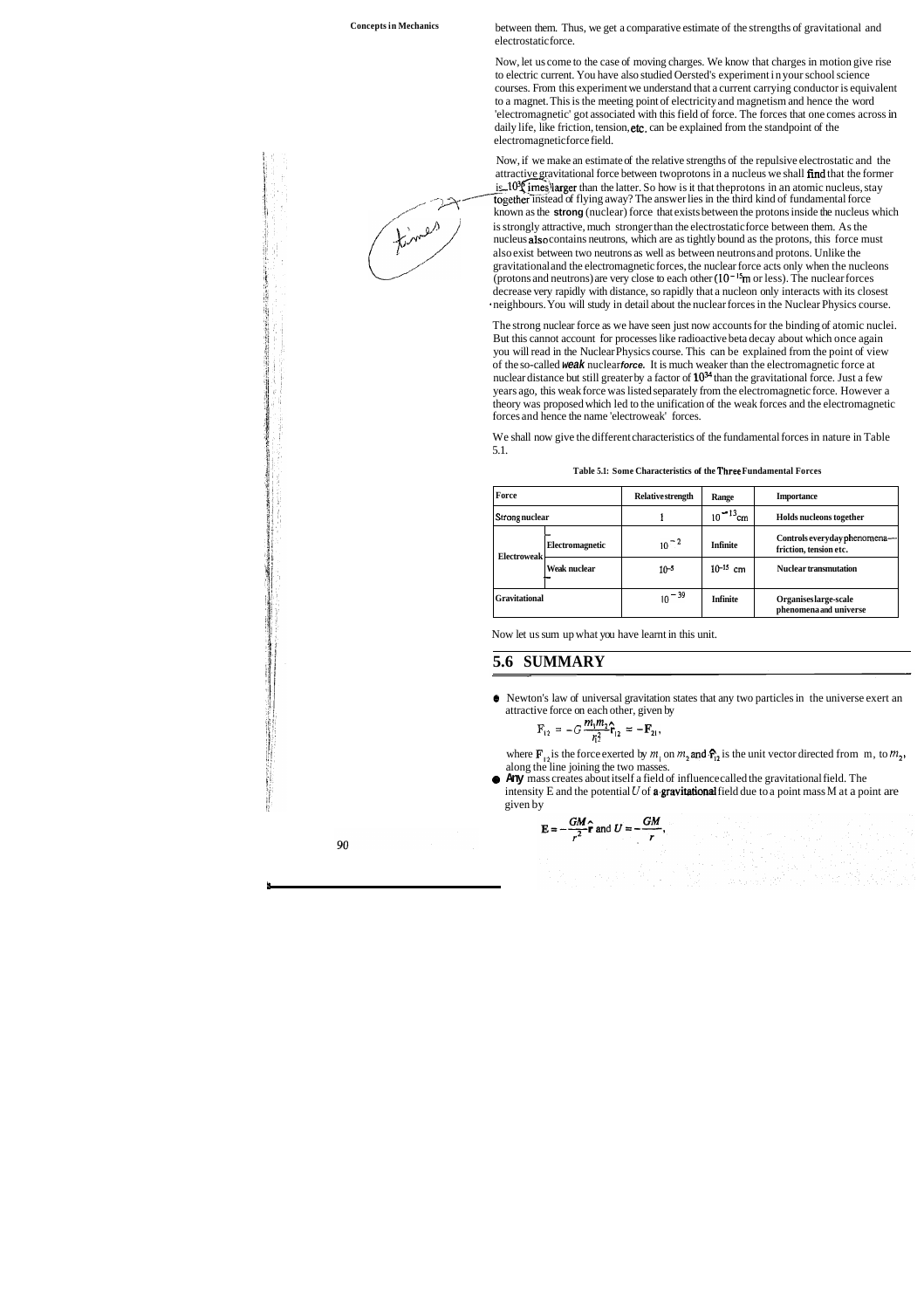between them. Thus, we get a comparative estimate of the strengths of gravitational and electrostatic force.

Now, let us come to the case of moving charges. We know that charges in motion give rise to electric current. You have also studied Oersted's experiment in your school science courses. From this experiment we understand that a current carrying conductor is equivalent to a magnet. This is the meeting point of electricity and magnetism and hence the word 'electromagnetic' got associated with this field of force. The forces that one comes across in daily life, like friction, tension, etc. can be explained from the standpoint of the electromagnetic force field.

Now, if we make an estimate of the relative strengths of the repulsive electrostatic and the attractive gravitational force between two protons in a nucleus we shall find that the former is $10^{36}$ times larger than the latter. So how is it that the protons in an atomic nucleus, stay together instead of flying away? The answer lies in the third kind of fundamental force known as the **strong** (nuclear) force that exists between the protons inside the nucleus which is strongly attractive, much stronger than the electrostatic force between them. As the nucleus also contains neutrons, which are as tightly bound as the protons, this force must also exist between two neutrons as well as between neutrons and protons. Unlike the gravitational and the electromagnetic forces, the nuclear force acts only when the nucleons (protons and neutrons) are very close to each other ($10^{-15}$m or less). The nuclear forces decrease very rapidly with distance, so rapidly that a nucleon only interacts with its closest neighbours. You will study in detail about the nuclear forces in the Nuclear Physics course.

The strong nuclear force as we have seen just now accounts for the binding of atomic nuclei. But this cannot account for processes like radioactive beta decay about which once again you will read in the Nuclear Physics course. This can be explained from the point of view of the so-called ***weak*** nuclear ***force.*** It is much weaker than the electromagnetic force at nuclear distance but still greater by a factor of $10^{34}$ than the gravitational force. Just a few years ago, this weak force was listed separately from the electromagnetic force. However a theory was proposed which led to the unification of the weak forces and the electromagnetic forces and hence the name 'electroweak' forces.

We shall now give the different characteristics of the fundamental forces in nature in Table 5.1.

**Table 5.1: Some Characteristics of the Three Fundamental Forces**

| Force | | Relative strength | Range | Importance |
|---|---|---|---|---|
| Strong nuclear | | 1 | $10^{-13}$cm | Holds nucleons together |
| Electroweak | Electromagnetic | $10^{-2}$ | Infinite | Controls everyday phenomena— friction, tension etc. |
| | Weak nuclear | $10^{-5}$ | $10^{-15}$ cm | Nuclear transmutation |
| Gravitational | | $10^{-39}$ | Infinite | Organises large-scale phenomena and universe |

Now let us sum up what you have learnt in this unit.

## 5.6 SUMMARY

- Newton's law of universal gravitation states that any two particles in the universe exert an attractive force on each other, given by

$$\mathbf{F}_{12} = -G\frac{m_1 m_2}{r_{12}^2}\hat{\mathbf{r}}_{12} = -\mathbf{F}_{21},$$

where $\mathbf{F}_{12}$ is the force exerted by $m_1$ on $m_2$ and $\hat{\mathbf{r}}_{12}$ is the unit vector directed from $m_1$ to $m_2$, along the line joining the two masses.

- Any mass creates about itself a field of influence called the gravitational field. The intensity E and the potential $U$ of a gravitational field due to a point mass M at a point are given by

$$\mathbf{E} = -\frac{GM}{r^2}\hat{\mathbf{r}} \text{ and } U = -\frac{GM}{r},$$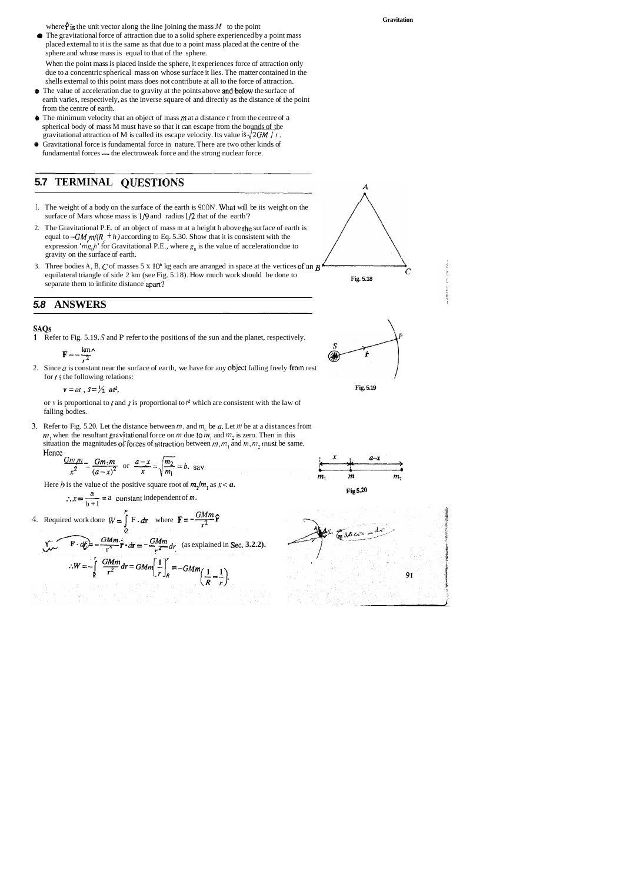where $\hat{\mathbf{r}}$ is the unit vector along the line joining the mass $M$ to the point

- The gravitational force of attraction due to a solid sphere experienced by a point mass placed external to it is the same as that due to a point mass placed at the centre of the sphere and whose mass is equal to that of the sphere.

  When the point mass is placed inside the sphere, it experiences force of attraction only due to a concentric spherical mass on whose surface it lies. The matter contained in the shells external to this point mass does not contribute at all to the force of attraction.

- The value of acceleration due to gravity at the points above and below the surface of earth varies, respectively, as the inverse square of and directly as the distance of the point from the centre of earth.
- The minimum velocity that an object of mass $m$ at a distance r from the centre of a spherical body of mass M must have so that it can escape from the bounds of the gravitational attraction of M is called its escape velocity. Its value is $\sqrt{2GM/r}$.
- Gravitational force is fundamental force in nature. There are two other kinds of fundamental forces — the electroweak force and the strong nuclear force.

## 5.7 TERMINAL QUESTIONS

1. The weight of a body on the surface of the earth is 900N. What will be its weight on the surface of Mars whose mass is 1/9 and radius 1/2 that of the earth?
2. The Gravitational P.E. of an object of mass m at a height h above the surface of earth is equal to $-GM_e m/(R_e + h)$ according to Eq. 5.30. Show that it is consistent with the expression '$mg_0 h$' for Gravitational P.E., where $g_0$ is the value of acceleration due to gravity on the surface of earth.
3. Three bodies A, B, C of masses 5 x $10^6$ kg each are arranged in space at the vertices of an equilateral triangle of side 2 km (see Fig. 5.18). How much work should be done to separate them to infinite distance apart?

Fig. 5.18

## 5.8 ANSWERS

### SAQs

1. Refer to Fig. 5.19. $S$ and P refer to the positions of the sun and the planet, respectively.

$$\mathbf{F} = -\frac{km}{r^2}\hat{\mathbf{r}}$$

Fig. 5.19

2. Since $a$ is constant near the surface of earth, we have for any object falling freely from rest for $t$ s the following relations:

$$v = at, \; s = \tfrac{1}{2}\, at^2,$$

or v is proportional to $t$ and $s$ is proportional to $t^2$ which are consistent with the law of falling bodies.

3. Refer to Fig. 5.20. Let the distance between $m_1$ and $m_2$ be $a$. Let $m$ be at a distances from $m_1$ when the resultant gravitational force on $m$ due to $m_1$ and $m_2$ is zero. Then in this situation the magnitudes of forces of attraction between $m, m_1$ and $m, m_2$ must be same. Hence

$$\frac{Gm_1 m}{x^2} = \frac{Gm_2 m}{(a-x)^2} \quad \text{or} \quad \frac{a-x}{x} = \sqrt{\frac{m_2}{m_1}} = b, \text{ say.}$$

Here $b$ is the value of the positive square root of $m_2/m_1$ as $x < a$.

$$\therefore x = \frac{a}{b+1} = \text{a constant independent of } m.$$

Fig 5.20

4. Required work done $W = \int_Q^P \mathbf{F} \cdot d\mathbf{r}$ where $\mathbf{F} = -\frac{GMm}{r^2}\hat{\mathbf{r}}$

$$\mathbf{F} \cdot d\mathbf{r} = -\frac{GMm}{r^2}\hat{\mathbf{r}} \cdot d\mathbf{r} = -\frac{GMm}{r^2}dr \quad \text{(as explained in Sec. 3.2.2).}$$

$$\therefore W = -\int_R^r \frac{GMm}{r^2}dr = GMm\left[\frac{1}{r}\right]_R^r = -GMm\left(\frac{1}{R} - \frac{1}{r}\right).$$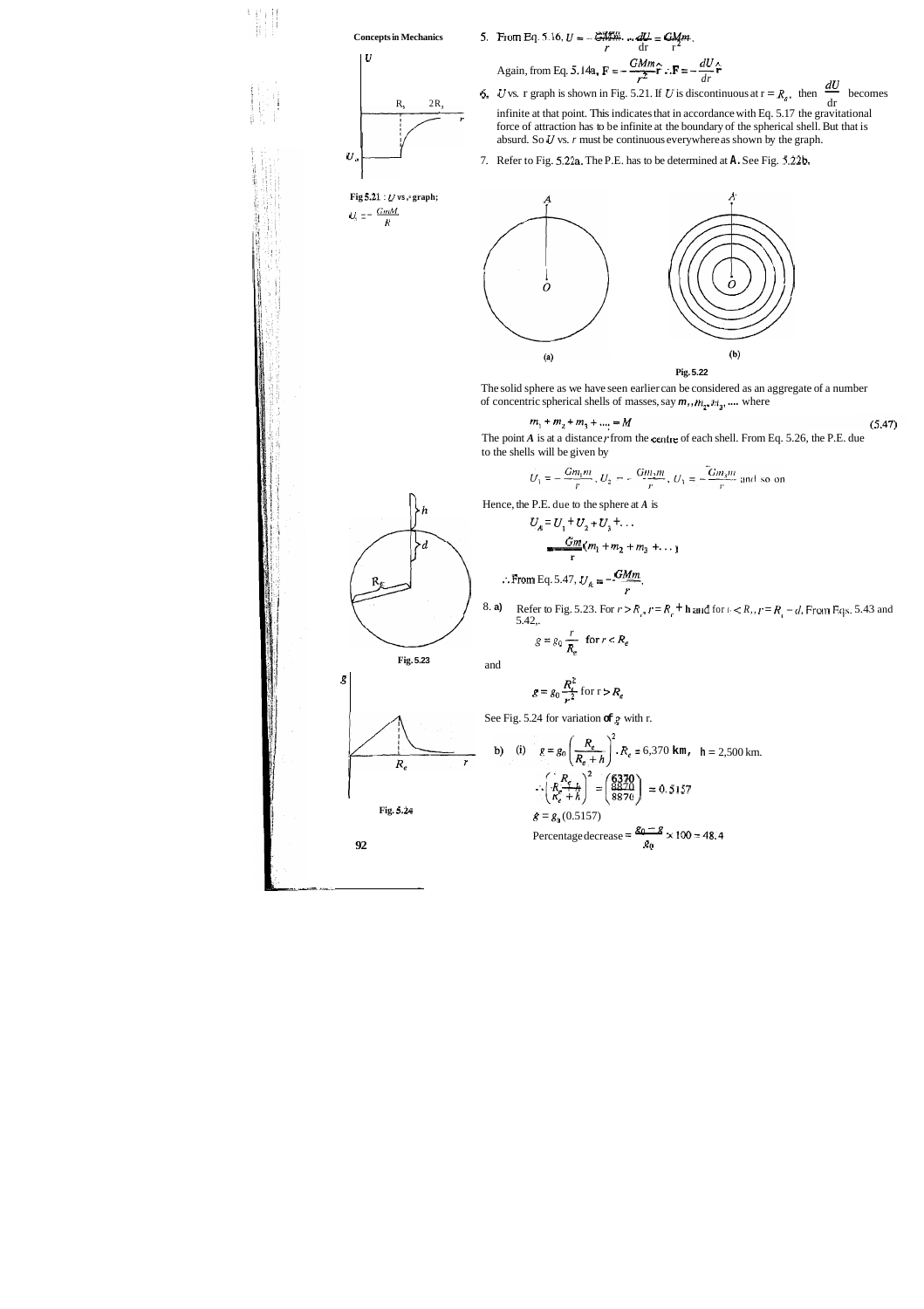5. From Eq. 5.16, $U = -\frac{GMm}{r}$ ... $\frac{dU}{dr} = \frac{GMm}{r^2}$.

Again, from Eq. 5.14a, $\mathbf{F} = -\frac{GMm}{r^2}\hat{\mathbf{r}}$ $\therefore \mathbf{F} = -\frac{dU}{dr}\hat{\mathbf{r}}$

6. $U$ vs. r graph is shown in Fig. 5.21. If $U$ is discontinuous at $r = R_s$, then $\frac{dU}{dr}$ becomes infinite at that point. This indicates that in accordance with Eq. 5.17 the gravitational force of attraction has to be infinite at the boundary of the spherical shell. But that is absurd. So $U$ vs. $r$ must be continuous everywhere as shown by the graph.

Fig 5.21 : $U$ vs. $r$ graph; $U_s = -\frac{GmM}{R}$

7. Refer to Fig. 5.22a. The P.E. has to be determined at **A**. See Fig. 5.22b.

(a) (b)

Fig. 5.22

The solid sphere as we have seen earlier can be considered as an aggregate of a number of concentric spherical shells of masses, say $m_1, m_2, m_3, ....$ where

$$m_1 + m_2 + m_3 + .... = M \tag{5.47}$$

The point *A* is at a distance *r* from the centre of each shell. From Eq. 5.26, the P.E. due to the shells will be given by

$$U_1 = -\frac{Gm_1m}{r},\ U_2 = -\frac{Gm_2m}{r},\ U_3 = -\frac{Gm_3m}{r} \text{ and so on}$$

Hence, the P.E. due to the sphere at *A* is

$$U_A = U_1 + U_2 + U_3 + \ldots$$

$$= -\frac{Gm}{r}(m_1 + m_2 + m_3 + \ldots)$$

$\therefore$ From Eq. 5.47, $U_A = -\frac{GMm}{r}$.

8. a) Refer to Fig. 5.23. For $r > R_e$, $r = R_e + h$ and for $r < R_e$, $r = R_e - d$. From Eqs. 5.43 and 5.42,

$$g = g_0\frac{r}{R_e} \quad \text{for } r < R_e$$

Fig. 5.23

and

$$g = g_0\frac{R_e^2}{r^2} \text{ for } r > R_e$$

See Fig. 5.24 for variation of $g$ with r.

Fig. 5.24

b) (i) $g = g_0\left(\frac{R_e}{R_e + h}\right)^2$. $R_e$ = 6,370 km, h = 2,500 km.

$$\therefore \left(\frac{R_e}{R_e + h}\right)^2 = \left(\frac{6370}{8870}\right)^2 = 0.5157$$

$g = g_0\,(0.5157)$

Percentage decrease = $\frac{g_0 - g}{g_0} \times 100 = 48.4$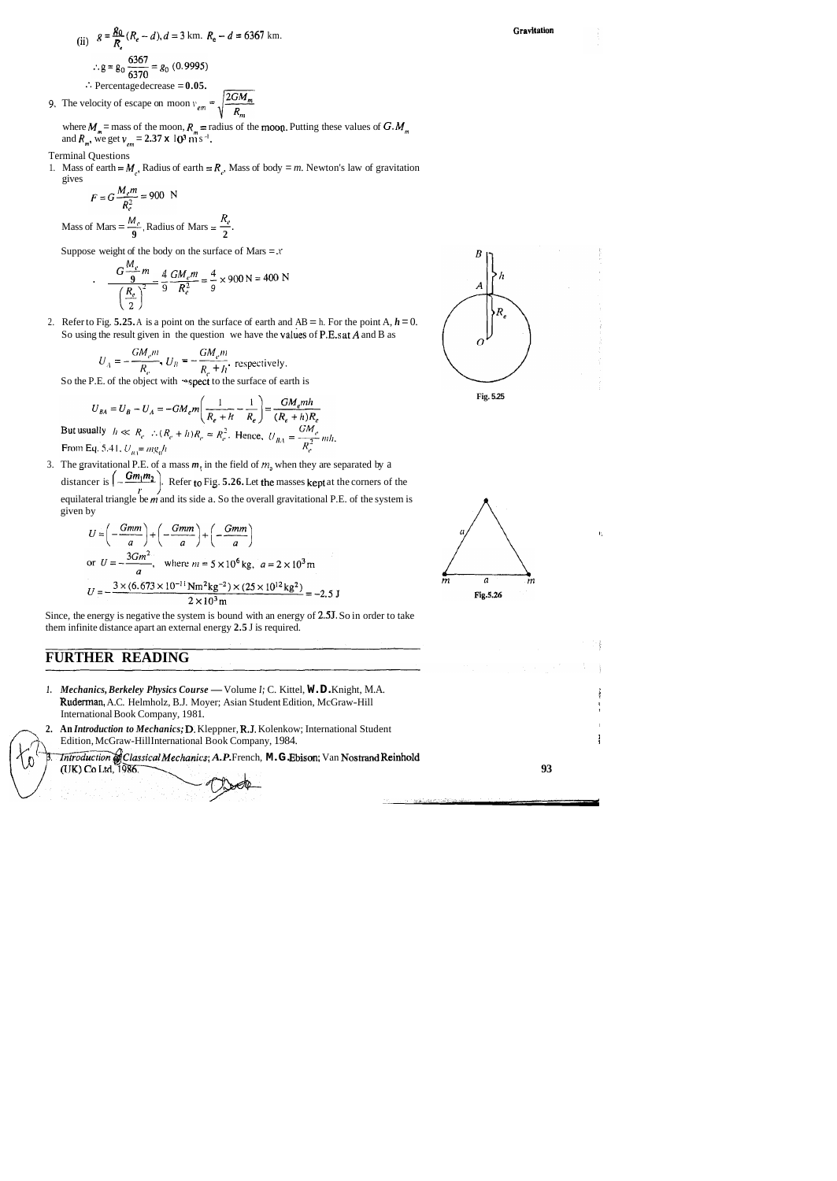(ii) $g = \frac{g_0}{R_e}(R_e - d), d = 3$ km. $R_e - d = 6367$ km.

$\therefore g = g_0 \frac{6367}{6370} = g_0\ (0.9995)$

$\therefore$ Percentage decrease $= \mathbf{0.05}$.

9. The velocity of escape on moon $v_{em} = \sqrt{\frac{2GM_m}{R_m}}$

where $M_m$ = mass of the moon, $R_m$ = radius of the moon. Putting these values of $G, M_m$ and $R_m$, we get $v_{em} = \mathbf{2.37 \times 10^3\ m\,s^{-1}}$.

Terminal Questions

1. Mass of earth $= M_e$, Radius of earth $= R_e$, Mass of body $= m$. Newton's law of gravitation gives

$$F = G\frac{M_e m}{R_e^2} = 900 \text{ N}$$

Mass of Mars $= \frac{M_e}{9}$, Radius of Mars $= \frac{R_e}{2}$.

Suppose weight of the body on the surface of Mars $= x$

$$\frac{G\frac{M_e}{9}m}{\left(\frac{R_e}{2}\right)^2} = \frac{4}{9}\frac{GM_e m}{R_e^2} = \frac{4}{9} \times 900 \text{ N} = 400 \text{ N}$$

2. Refer to Fig. **5.25.** A is a point on the surface of earth and AB = h. For the point A, $h = 0$. So using the result given in the question we have the values of P.E.s at $A$ and B as

$$U_A = -\frac{GM_e m}{R_e},\ U_B = -\frac{GM_e m}{R_e + h}, \text{ respectively.}$$

So the P.E. of the object with respect to the surface of earth is

$$U_{BA} = U_B - U_A = -GM_e m\left(\frac{1}{R_e + h} - \frac{1}{R_e}\right) = \frac{GM_e mh}{(R_e + h)R_e}$$

But usually $h \ll R_e \therefore (R_e + h)R_e \approx R_e^2$. Hence, $U_{BA} = \frac{GM_e}{R_e^2}mh$.

From Eq. 5.41, $U_{BA} = mg_0 h$

Fig. 5.25

3. The gravitational P.E. of a mass $m_1$ in the field of $m_2$ when they are separated by a distance $r$ is $\left(-\frac{Gm_1m_2}{r}\right)$. Refer to Fig. **5.26.** Let the masses kept at the corners of the equilateral triangle be $m$ and its side a. So the overall gravitational P.E. of the system is given by

$$U = \left(-\frac{Gmm}{a}\right) + \left(-\frac{Gmm}{a}\right) + \left(-\frac{Gmm}{a}\right)$$

$$\text{or } U = -\frac{3Gm^2}{a}, \quad \text{where } m = 5 \times 10^6 \text{ kg}, \ a = 2 \times 10^3 \text{ m}$$

$$U = -\frac{3 \times (6.673 \times 10^{-11} \text{Nm}^2\text{kg}^{-2}) \times (25 \times 10^{12} \text{kg}^2)}{2 \times 10^3 \text{ m}} = -2.5 \text{ J}$$

Fig. 5.26

Since, the energy is negative the system is bound with an energy of **2.5J**. So in order to take them infinite distance apart an external energy **2.5** J is required.

## FURTHER READING

1. ***Mechanics, Berkeley Physics Course*** — Volume *I;* C. Kittel, **W.D.** Knight, M.A. Ruderman, A.C. Helmholz, B.J. Moyer; Asian Student Edition, McGraw-Hill International Book Company, 1981.
2. **An *Introduction to Mechanics;*** D. Kleppner, R.J. Kolenkow; International Student Edition, McGraw-Hill International Book Company, 1984.
3. ***Introduction to Classical Mechanics; A.P.*** French, **M.G.** Ebison; Van Nostrand Reinhold (UK) Co Ltd, 1986.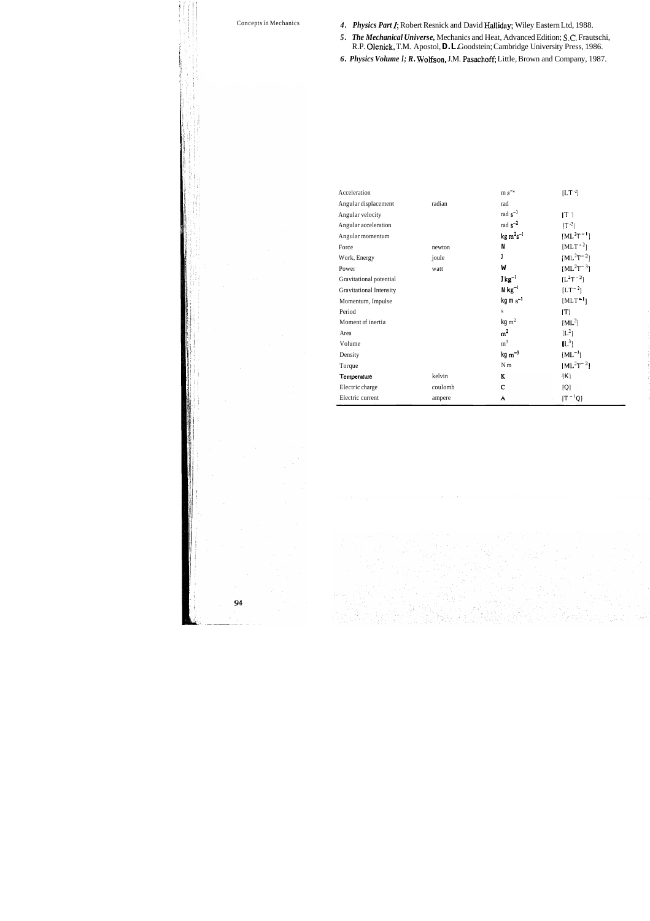4. ***Physics Part I***; Robert Resnick and David Halliday; Wiley Eastern Ltd, 1988.
5. ***The Mechanical Universe***, Mechanics and Heat, Advanced Edition; S.C. Frautschi, R.P. Olenick, T.M. Apostol, D.L. Goodstein; Cambridge University Press, 1986.
6. ***Physics Volume I; R.*** Wolfson, J.M. Pasachoff; Little, Brown and Company, 1987.

| | | | |
|---|---|---|---|
| Acceleration | | $m\,s^{-2}$ | $[LT^{-2}]$ |
| Angular displacement | radian | rad | |
| Angular velocity | | $rad\,s^{-1}$ | $[T^{-1}]$ |
| Angular acceleration | | $rad\,s^{-2}$ | $[T^{-2}]$ |
| Angular momentum | | $kg\,m^2 s^{-1}$ | $[ML^2T^{-1}]$ |
| Force | newton | N | $[MLT^{-2}]$ |
| Work, Energy | joule | J | $[ML^2T^{-2}]$ |
| Power | watt | W | $[ML^2T^{-3}]$ |
| Gravitational potential | | $J\,kg^{-1}$ | $[L^2T^{-2}]$ |
| Gravitational Intensity | | $N\,kg^{-1}$ | $[LT^{-2}]$ |
| Momentum, Impulse | | $kg\,m\,s^{-1}$ | $[MLT^{-1}]$ |
| Period | | s | $[T]$ |
| Moment of inertia | | $kg\,m^2$ | $[ML^2]$ |
| Area | | $m^2$ | $[L^2]$ |
| Volume | | $m^3$ | $[L^3]$ |
| Density | | $kg\,m^{-3}$ | $[ML^{-3}]$ |
| Torque | | N m | $[ML^2T^{-2}]$ |
| Temperature | kelvin | K | $[K]$ |
| Electric charge | coulomb | C | $[Q]$ |
| Electric current | ampere | A | $[T^{-1}Q]$ |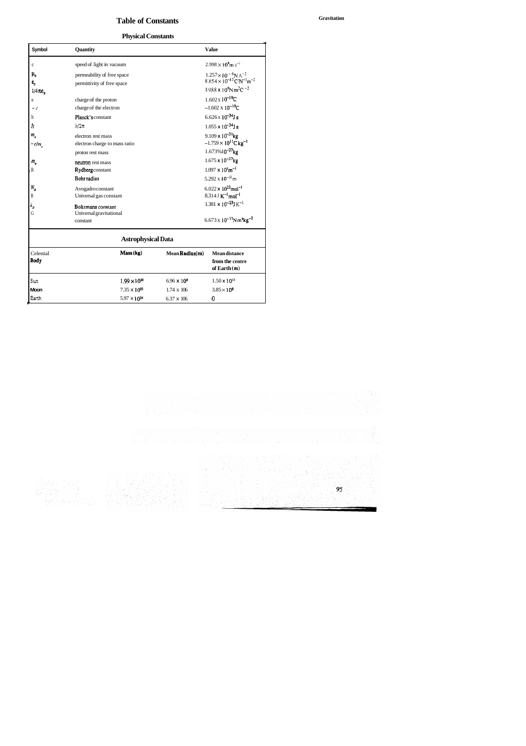# Table of Constants

## Physical Constants

| Symbol | Quantity | Value |
|---|---|---|
| c | speed of light in vacuum | $2.998 \times 10^{8}$ m s$^{-1}$ |
| $\mu_0$ | permeability of free space | $1.257 \times 10^{-6}$ N A$^{-2}$ |
| $\varepsilon_0$ | permittivity of free space | $8.854 \times 10^{-12}$ C$^2$N$^{-1}$m$^{-2}$ |
| $1/4\pi\varepsilon_0$ | | $8.988 \times 10^{9}$ N m$^2$C$^{-2}$ |
| e | charge of the proton | $1.602 \times 10^{-19}$ C |
| $-e$ | charge of the electron | $-1.602 \times 10^{-19}$ C |
| h | Planck's constant | $6.626 \times 10^{-34}$ J s |
| $\hbar$ | $h/2\pi$ | $1.055 \times 10^{-34}$ J s |
| $m_e$ | electron rest mass | $9.109 \times 10^{-31}$ kg |
| $-e/m_e$ | electron charge to mass ratio | $-1.759 \times 10^{11}$ C kg$^{-1}$ |
| | proton rest mass | $1.673 \times 10^{-27}$ kg |
| $m_n$ | neutron rest mass | $1.675 \times 10^{-27}$ kg |
| R | Rydberg constant | $1.097 \times 10^{7}$ m$^{-1}$ |
| | Bohr radius | $5.292 \times 10^{-11}$ m |
| $N_A$ | Avogadro constant | $6.022 \times 10^{23}$ mol$^{-1}$ |
| R | Universal gas constant | 8.314 J K$^{-1}$ mol$^{-1}$ |
| $k_B$ | Boltzmann constant | $1.381 \times 10^{-23}$ J K$^{-1}$ |
| G | Universal gravitational constant | $6.673 \times 10^{-11}$ N m$^2$kg$^{-2}$ |

## Astrophysical Data

| Celestial Body | Mass (kg) | Mean Radius (m) | Mean distance from the centre of Earth (m) |
|---|---|---|---|
| Sun | $1.99 \times 10^{30}$ | $6.96 \times 10^{8}$ | $1.50 \times 10^{11}$ |
| Moon | $7.35 \times 10^{22}$ | $1.74 \times 10^{6}$ | $3.85 \times 10^{8}$ |
| Earth | $5.97 \times 10^{24}$ | $6.37 \times 10^{6}$ | 0 |